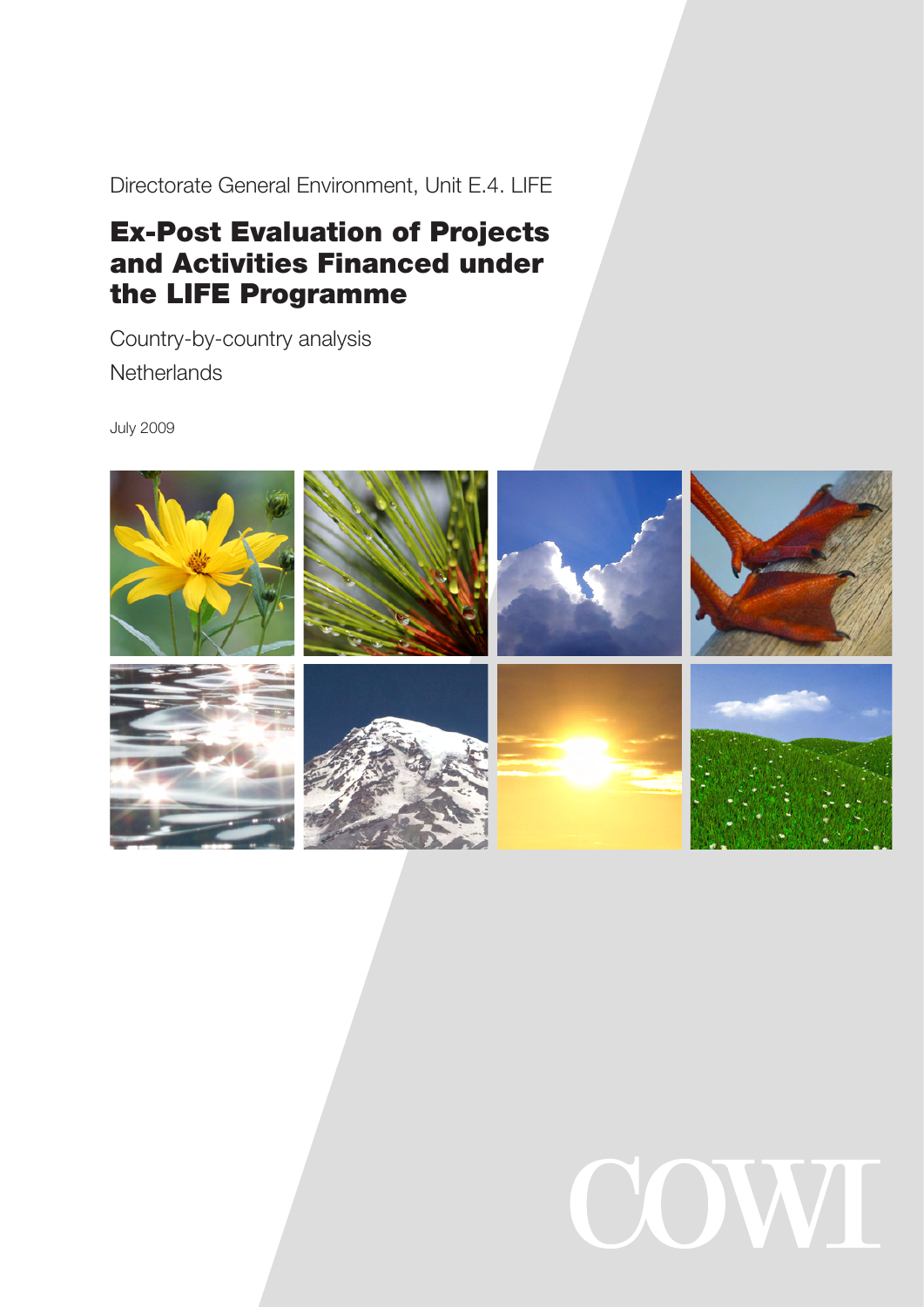Directorate General Environment, Unit E.4. LIFE

# Ex-Post Evaluation of Projects and Activities Financed under the LIFE Programme

Country-by-country analysis

Netherlands

July 2009

COWI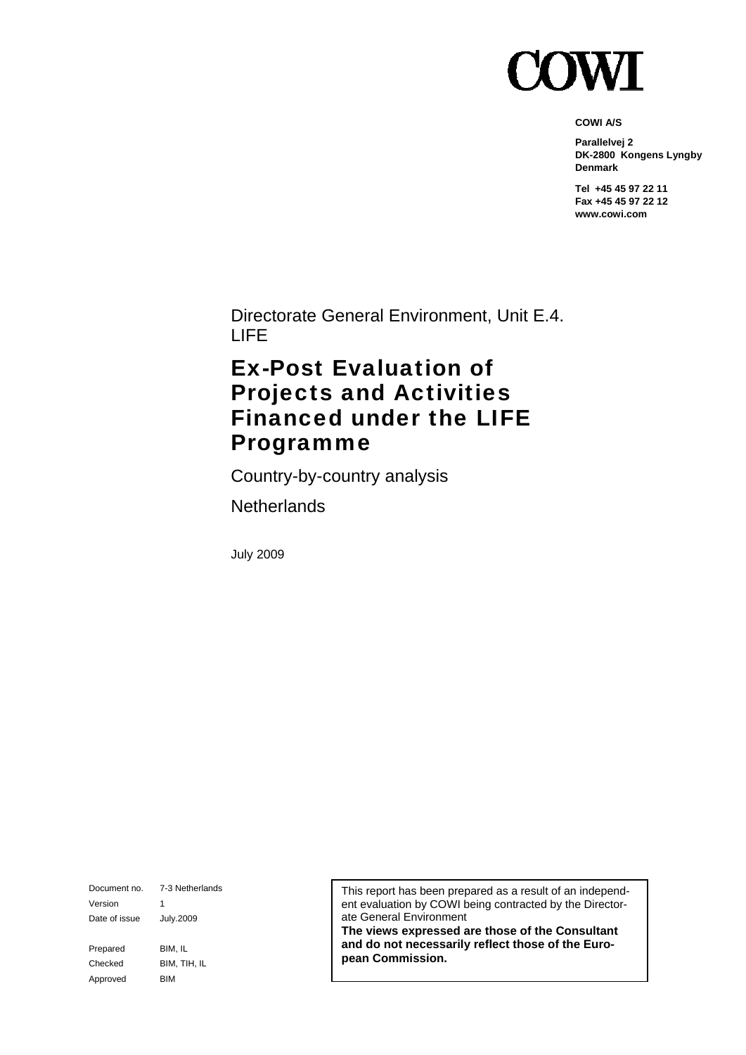COWI

**COWI A/S**

**Parallelvej 2**
**DK-2800 Kongens Lyngby**
**Denmark**

**Tel +45 45 97 22 11**
**Fax +45 45 97 22 12**
**www.cowi.com**

Directorate General Environment, Unit E.4. LIFE

# Ex-Post Evaluation of Projects and Activities Financed under the LIFE Programme

Country-by-country analysis

Netherlands

July 2009

| | |
|---|---|
| Document no. | 7-3 Netherlands |
| Version | 1 |
| Date of issue | July.2009 |
| Prepared | BIM, IL |
| Checked | BIM, TIH, IL |
| Approved | BIM |

This report has been prepared as a result of an independent evaluation by COWI being contracted by the Directorate General Environment
**The views expressed are those of the Consultant and do not necessarily reflect those of the European Commission.**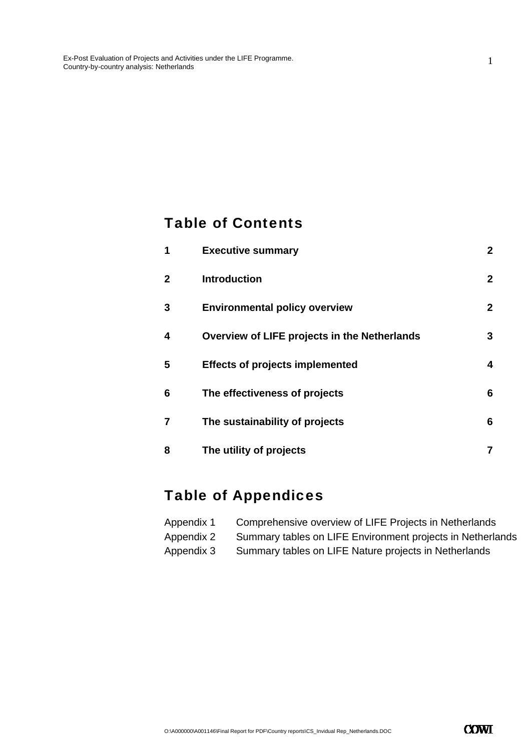## Table of Contents

| | | |
|---|---|---|
| **1** | **Executive summary** | **2** |
| **2** | **Introduction** | **2** |
| **3** | **Environmental policy overview** | **2** |
| **4** | **Overview of LIFE projects in the Netherlands** | **3** |
| **5** | **Effects of projects implemented** | **4** |
| **6** | **The effectiveness of projects** | **6** |
| **7** | **The sustainability of projects** | **6** |
| **8** | **The utility of projects** | **7** |

## Table of Appendices

| | |
|---|---|
| Appendix 1 | Comprehensive overview of LIFE Projects in Netherlands |
| Appendix 2 | Summary tables on LIFE Environment projects in Netherlands |
| Appendix 3 | Summary tables on LIFE Nature projects in Netherlands |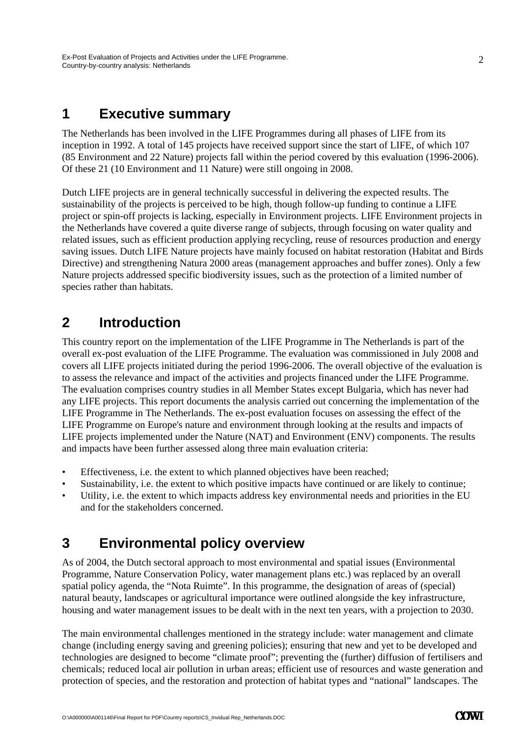# 1 Executive summary

The Netherlands has been involved in the LIFE Programmes during all phases of LIFE from its inception in 1992. A total of 145 projects have received support since the start of LIFE, of which 107 (85 Environment and 22 Nature) projects fall within the period covered by this evaluation (1996-2006). Of these 21 (10 Environment and 11 Nature) were still ongoing in 2008.

Dutch LIFE projects are in general technically successful in delivering the expected results. The sustainability of the projects is perceived to be high, though follow-up funding to continue a LIFE project or spin-off projects is lacking, especially in Environment projects. LIFE Environment projects in the Netherlands have covered a quite diverse range of subjects, through focusing on water quality and related issues, such as efficient production applying recycling, reuse of resources production and energy saving issues. Dutch LIFE Nature projects have mainly focused on habitat restoration (Habitat and Birds Directive) and strengthening Natura 2000 areas (management approaches and buffer zones). Only a few Nature projects addressed specific biodiversity issues, such as the protection of a limited number of species rather than habitats.

# 2 Introduction

This country report on the implementation of the LIFE Programme in The Netherlands is part of the overall ex-post evaluation of the LIFE Programme. The evaluation was commissioned in July 2008 and covers all LIFE projects initiated during the period 1996-2006. The overall objective of the evaluation is to assess the relevance and impact of the activities and projects financed under the LIFE Programme. The evaluation comprises country studies in all Member States except Bulgaria, which has never had any LIFE projects. This report documents the analysis carried out concerning the implementation of the LIFE Programme in The Netherlands. The ex-post evaluation focuses on assessing the effect of the LIFE Programme on Europe's nature and environment through looking at the results and impacts of LIFE projects implemented under the Nature (NAT) and Environment (ENV) components. The results and impacts have been further assessed along three main evaluation criteria:

- Effectiveness, i.e. the extent to which planned objectives have been reached;
- Sustainability, i.e. the extent to which positive impacts have continued or are likely to continue;
- Utility, i.e. the extent to which impacts address key environmental needs and priorities in the EU and for the stakeholders concerned.

# 3 Environmental policy overview

As of 2004, the Dutch sectoral approach to most environmental and spatial issues (Environmental Programme, Nature Conservation Policy, water management plans etc.) was replaced by an overall spatial policy agenda, the "Nota Ruimte". In this programme, the designation of areas of (special) natural beauty, landscapes or agricultural importance were outlined alongside the key infrastructure, housing and water management issues to be dealt with in the next ten years, with a projection to 2030.

The main environmental challenges mentioned in the strategy include: water management and climate change (including energy saving and greening policies); ensuring that new and yet to be developed and technologies are designed to become "climate proof"; preventing the (further) diffusion of fertilisers and chemicals; reduced local air pollution in urban areas; efficient use of resources and waste generation and protection of species, and the restoration and protection of habitat types and "national" landscapes. The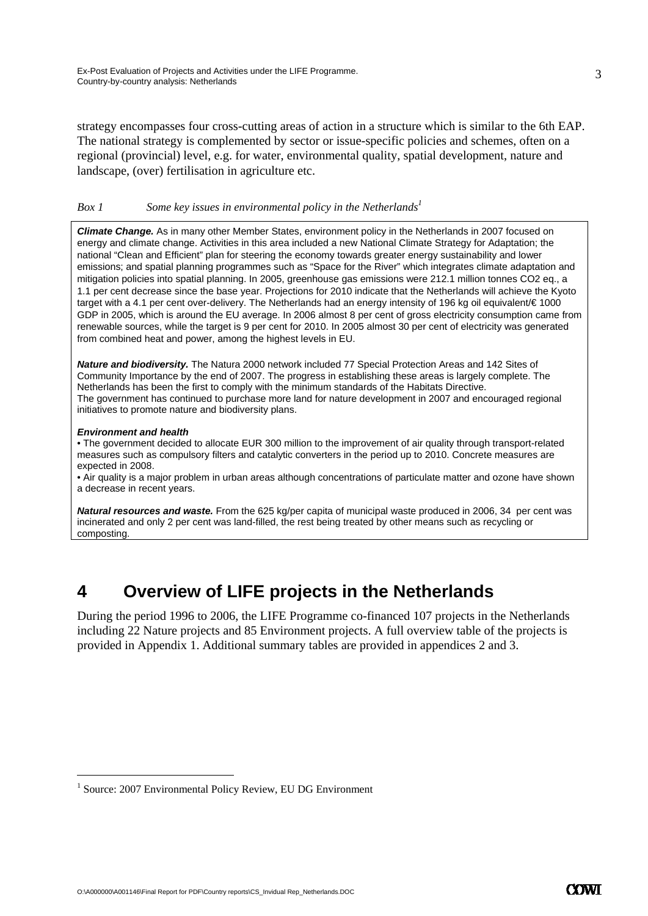strategy encompasses four cross-cutting areas of action in a structure which is similar to the 6th EAP. The national strategy is complemented by sector or issue-specific policies and schemes, often on a regional (provincial) level, e.g. for water, environmental quality, spatial development, nature and landscape, (over) fertilisation in agriculture etc.

*Box 1 Some key issues in environmental policy in the Netherlands*[1]

***Climate Change.*** As in many other Member States, environment policy in the Netherlands in 2007 focused on energy and climate change. Activities in this area included a new National Climate Strategy for Adaptation; the national "Clean and Efficient" plan for steering the economy towards greater energy sustainability and lower emissions; and spatial planning programmes such as "Space for the River" which integrates climate adaptation and mitigation policies into spatial planning. In 2005, greenhouse gas emissions were 212.1 million tonnes CO2 eq., a 1.1 per cent decrease since the base year. Projections for 2010 indicate that the Netherlands will achieve the Kyoto target with a 4.1 per cent over-delivery. The Netherlands had an energy intensity of 196 kg oil equivalent/€ 1000 GDP in 2005, which is around the EU average. In 2006 almost 8 per cent of gross electricity consumption came from renewable sources, while the target is 9 per cent for 2010. In 2005 almost 30 per cent of electricity was generated from combined heat and power, among the highest levels in EU.

***Nature and biodiversity.*** The Natura 2000 network included 77 Special Protection Areas and 142 Sites of Community Importance by the end of 2007. The progress in establishing these areas is largely complete. The Netherlands has been the first to comply with the minimum standards of the Habitats Directive.
The government has continued to purchase more land for nature development in 2007 and encouraged regional initiatives to promote nature and biodiversity plans.

***Environment and health***

- The government decided to allocate EUR 300 million to the improvement of air quality through transport-related measures such as compulsory filters and catalytic converters in the period up to 2010. Concrete measures are expected in 2008.
- Air quality is a major problem in urban areas although concentrations of particulate matter and ozone have shown a decrease in recent years.

***Natural resources and waste.*** From the 625 kg/per capita of municipal waste produced in 2006, 34 per cent was incinerated and only 2 per cent was land-filled, the rest being treated by other means such as recycling or composting.

# 4 Overview of LIFE projects in the Netherlands

During the period 1996 to 2006, the LIFE Programme co-financed 107 projects in the Netherlands including 22 Nature projects and 85 Environment projects. A full overview table of the projects is provided in Appendix 1. Additional summary tables are provided in appendices 2 and 3.

[1] Source: 2007 Environmental Policy Review, EU DG Environment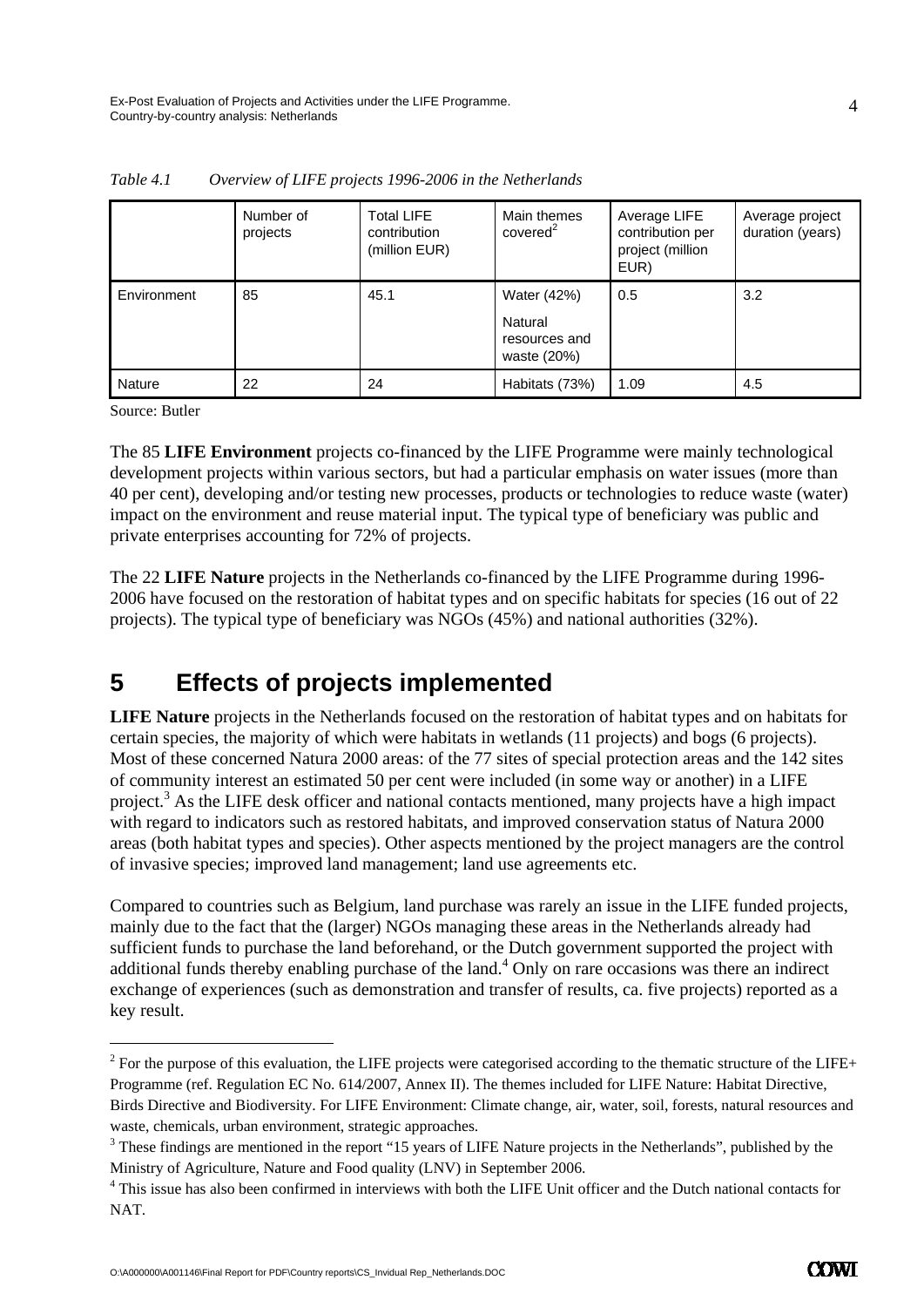*Table 4.1 Overview of LIFE projects 1996-2006 in the Netherlands*

| | Number of projects | Total LIFE contribution (million EUR) | Main themes covered[2] | Average LIFE contribution per project (million EUR) | Average project duration (years) |
|---|---|---|---|---|---|
| Environment | 85 | 45.1 | Water (42%)<br>Natural resources and waste (20%) | 0.5 | 3.2 |
| Nature | 22 | 24 | Habitats (73%) | 1.09 | 4.5 |

Source: Butler

The 85 **LIFE Environment** projects co-financed by the LIFE Programme were mainly technological development projects within various sectors, but had a particular emphasis on water issues (more than 40 per cent), developing and/or testing new processes, products or technologies to reduce waste (water) impact on the environment and reuse material input. The typical type of beneficiary was public and private enterprises accounting for 72% of projects.

The 22 **LIFE Nature** projects in the Netherlands co-financed by the LIFE Programme during 1996-2006 have focused on the restoration of habitat types and on specific habitats for species (16 out of 22 projects). The typical type of beneficiary was NGOs (45%) and national authorities (32%).

# 5 Effects of projects implemented

**LIFE Nature** projects in the Netherlands focused on the restoration of habitat types and on habitats for certain species, the majority of which were habitats in wetlands (11 projects) and bogs (6 projects). Most of these concerned Natura 2000 areas: of the 77 sites of special protection areas and the 142 sites of community interest an estimated 50 per cent were included (in some way or another) in a LIFE project.[3] As the LIFE desk officer and national contacts mentioned, many projects have a high impact with regard to indicators such as restored habitats, and improved conservation status of Natura 2000 areas (both habitat types and species). Other aspects mentioned by the project managers are the control of invasive species; improved land management; land use agreements etc.

Compared to countries such as Belgium, land purchase was rarely an issue in the LIFE funded projects, mainly due to the fact that the (larger) NGOs managing these areas in the Netherlands already had sufficient funds to purchase the land beforehand, or the Dutch government supported the project with additional funds thereby enabling purchase of the land.[4] Only on rare occasions was there an indirect exchange of experiences (such as demonstration and transfer of results, ca. five projects) reported as a key result.

---

[2] For the purpose of this evaluation, the LIFE projects were categorised according to the thematic structure of the LIFE+ Programme (ref. Regulation EC No. 614/2007, Annex II). The themes included for LIFE Nature: Habitat Directive, Birds Directive and Biodiversity. For LIFE Environment: Climate change, air, water, soil, forests, natural resources and waste, chemicals, urban environment, strategic approaches.

[3] These findings are mentioned in the report "15 years of LIFE Nature projects in the Netherlands", published by the Ministry of Agriculture, Nature and Food quality (LNV) in September 2006.

[4] This issue has also been confirmed in interviews with both the LIFE Unit officer and the Dutch national contacts for NAT.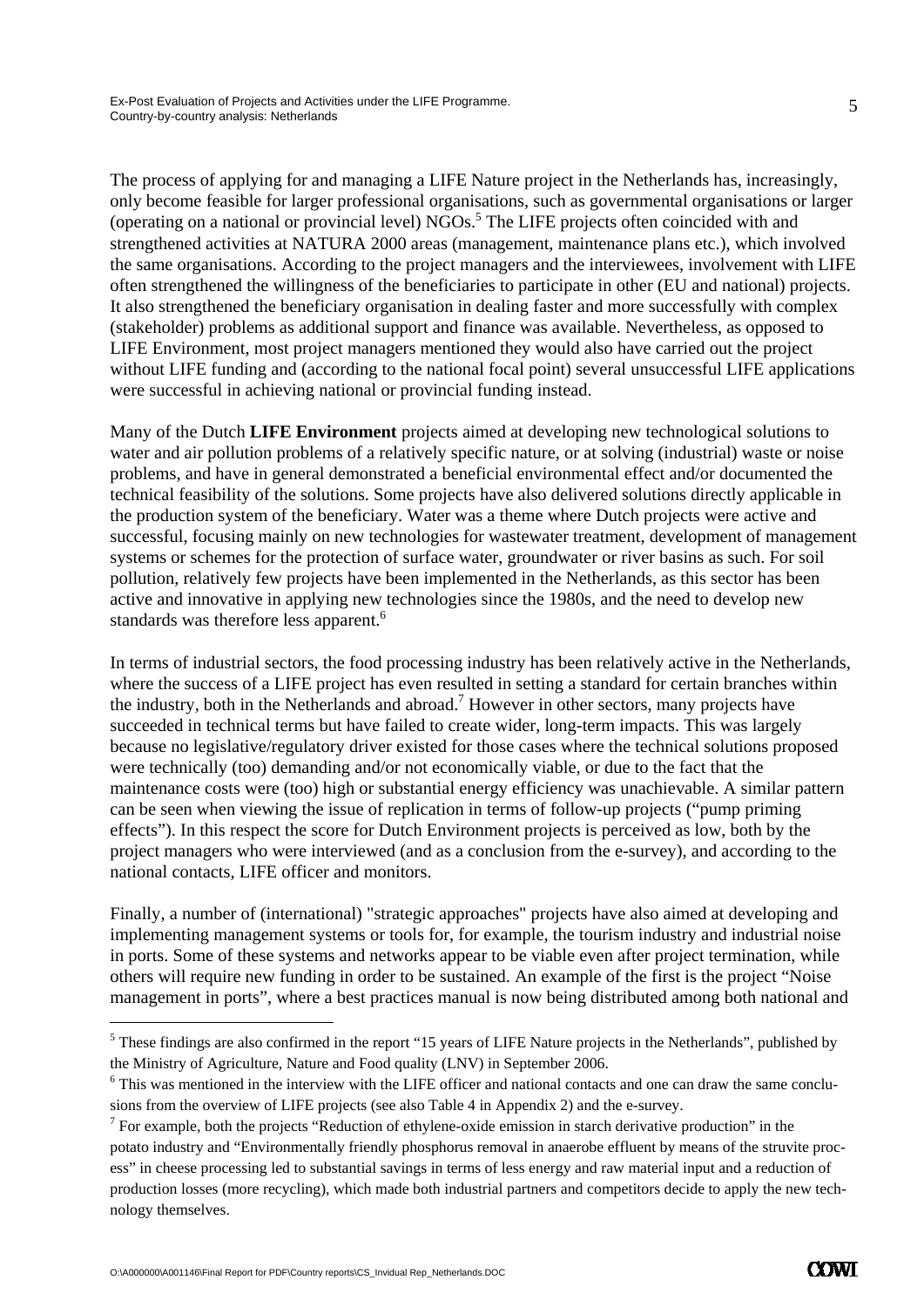The process of applying for and managing a LIFE Nature project in the Netherlands has, increasingly, only become feasible for larger professional organisations, such as governmental organisations or larger (operating on a national or provincial level) NGOs.[5] The LIFE projects often coincided with and strengthened activities at NATURA 2000 areas (management, maintenance plans etc.), which involved the same organisations. According to the project managers and the interviewees, involvement with LIFE often strengthened the willingness of the beneficiaries to participate in other (EU and national) projects. It also strengthened the beneficiary organisation in dealing faster and more successfully with complex (stakeholder) problems as additional support and finance was available. Nevertheless, as opposed to LIFE Environment, most project managers mentioned they would also have carried out the project without LIFE funding and (according to the national focal point) several unsuccessful LIFE applications were successful in achieving national or provincial funding instead.

Many of the Dutch **LIFE Environment** projects aimed at developing new technological solutions to water and air pollution problems of a relatively specific nature, or at solving (industrial) waste or noise problems, and have in general demonstrated a beneficial environmental effect and/or documented the technical feasibility of the solutions. Some projects have also delivered solutions directly applicable in the production system of the beneficiary. Water was a theme where Dutch projects were active and successful, focusing mainly on new technologies for wastewater treatment, development of management systems or schemes for the protection of surface water, groundwater or river basins as such. For soil pollution, relatively few projects have been implemented in the Netherlands, as this sector has been active and innovative in applying new technologies since the 1980s, and the need to develop new standards was therefore less apparent.[6]

In terms of industrial sectors, the food processing industry has been relatively active in the Netherlands, where the success of a LIFE project has even resulted in setting a standard for certain branches within the industry, both in the Netherlands and abroad.[7] However in other sectors, many projects have succeeded in technical terms but have failed to create wider, long-term impacts. This was largely because no legislative/regulatory driver existed for those cases where the technical solutions proposed were technically (too) demanding and/or not economically viable, or due to the fact that the maintenance costs were (too) high or substantial energy efficiency was unachievable. A similar pattern can be seen when viewing the issue of replication in terms of follow-up projects ("pump priming effects"). In this respect the score for Dutch Environment projects is perceived as low, both by the project managers who were interviewed (and as a conclusion from the e-survey), and according to the national contacts, LIFE officer and monitors.

Finally, a number of (international) "strategic approaches" projects have also aimed at developing and implementing management systems or tools for, for example, the tourism industry and industrial noise in ports. Some of these systems and networks appear to be viable even after project termination, while others will require new funding in order to be sustained. An example of the first is the project "Noise management in ports", where a best practices manual is now being distributed among both national and

---

[5] These findings are also confirmed in the report "15 years of LIFE Nature projects in the Netherlands", published by the Ministry of Agriculture, Nature and Food quality (LNV) in September 2006.

[6] This was mentioned in the interview with the LIFE officer and national contacts and one can draw the same conclusions from the overview of LIFE projects (see also Table 4 in Appendix 2) and the e-survey.

[7] For example, both the projects "Reduction of ethylene-oxide emission in starch derivative production" in the potato industry and "Environmentally friendly phosphorus removal in anaerobe effluent by means of the struvite process" in cheese processing led to substantial savings in terms of less energy and raw material input and a reduction of production losses (more recycling), which made both industrial partners and competitors decide to apply the new technology themselves.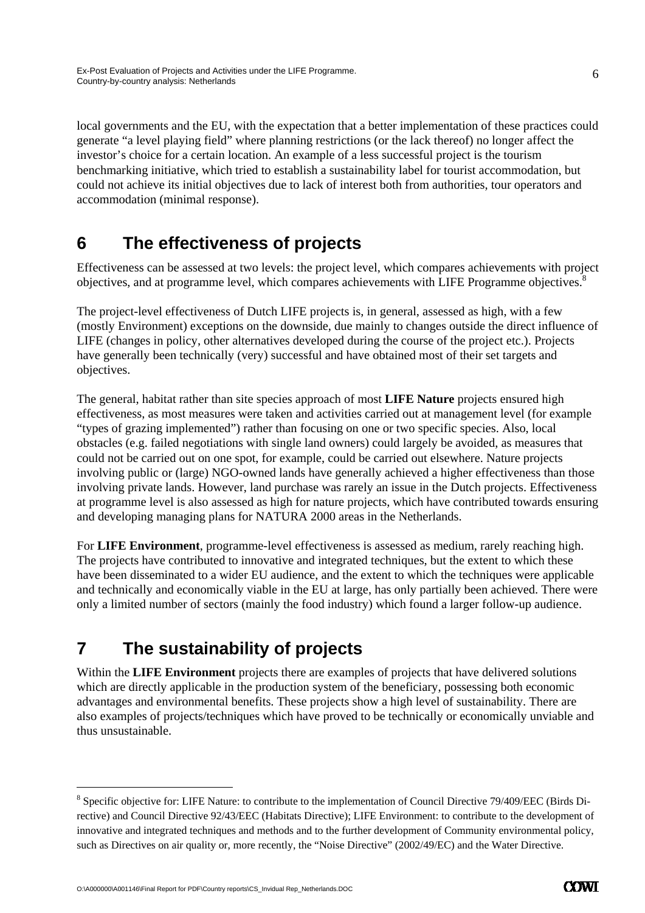local governments and the EU, with the expectation that a better implementation of these practices could generate "a level playing field" where planning restrictions (or the lack thereof) no longer affect the investor's choice for a certain location. An example of a less successful project is the tourism benchmarking initiative, which tried to establish a sustainability label for tourist accommodation, but could not achieve its initial objectives due to lack of interest both from authorities, tour operators and accommodation (minimal response).

# 6 The effectiveness of projects

Effectiveness can be assessed at two levels: the project level, which compares achievements with project objectives, and at programme level, which compares achievements with LIFE Programme objectives.[8]

The project-level effectiveness of Dutch LIFE projects is, in general, assessed as high, with a few (mostly Environment) exceptions on the downside, due mainly to changes outside the direct influence of LIFE (changes in policy, other alternatives developed during the course of the project etc.). Projects have generally been technically (very) successful and have obtained most of their set targets and objectives.

The general, habitat rather than site species approach of most **LIFE Nature** projects ensured high effectiveness, as most measures were taken and activities carried out at management level (for example "types of grazing implemented") rather than focusing on one or two specific species. Also, local obstacles (e.g. failed negotiations with single land owners) could largely be avoided, as measures that could not be carried out on one spot, for example, could be carried out elsewhere. Nature projects involving public or (large) NGO-owned lands have generally achieved a higher effectiveness than those involving private lands. However, land purchase was rarely an issue in the Dutch projects. Effectiveness at programme level is also assessed as high for nature projects, which have contributed towards ensuring and developing managing plans for NATURA 2000 areas in the Netherlands.

For **LIFE Environment**, programme-level effectiveness is assessed as medium, rarely reaching high. The projects have contributed to innovative and integrated techniques, but the extent to which these have been disseminated to a wider EU audience, and the extent to which the techniques were applicable and technically and economically viable in the EU at large, has only partially been achieved. There were only a limited number of sectors (mainly the food industry) which found a larger follow-up audience.

# 7 The sustainability of projects

Within the **LIFE Environment** projects there are examples of projects that have delivered solutions which are directly applicable in the production system of the beneficiary, possessing both economic advantages and environmental benefits. These projects show a high level of sustainability. There are also examples of projects/techniques which have proved to be technically or economically unviable and thus unsustainable.

---

[8] Specific objective for: LIFE Nature: to contribute to the implementation of Council Directive 79/409/EEC (Birds Directive) and Council Directive 92/43/EEC (Habitats Directive); LIFE Environment: to contribute to the development of innovative and integrated techniques and methods and to the further development of Community environmental policy, such as Directives on air quality or, more recently, the "Noise Directive" (2002/49/EC) and the Water Directive.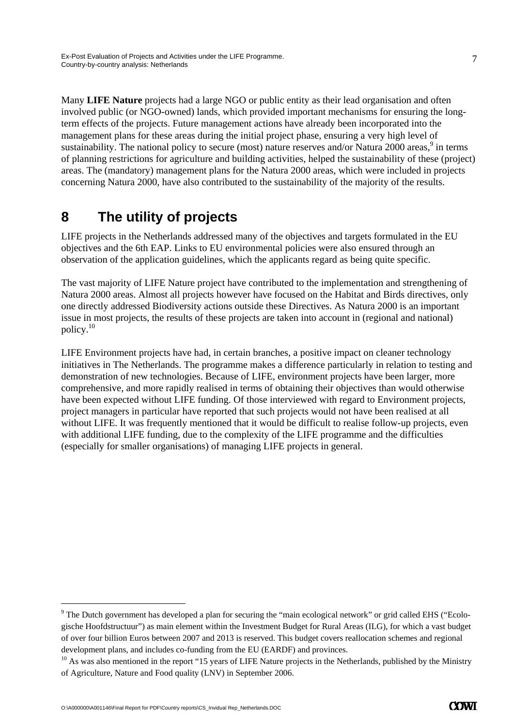Many **LIFE Nature** projects had a large NGO or public entity as their lead organisation and often involved public (or NGO-owned) lands, which provided important mechanisms for ensuring the long-term effects of the projects. Future management actions have already been incorporated into the management plans for these areas during the initial project phase, ensuring a very high level of sustainability. The national policy to secure (most) nature reserves and/or Natura 2000 areas,[9] in terms of planning restrictions for agriculture and building activities, helped the sustainability of these (project) areas. The (mandatory) management plans for the Natura 2000 areas, which were included in projects concerning Natura 2000, have also contributed to the sustainability of the majority of the results.

# 8 The utility of projects

LIFE projects in the Netherlands addressed many of the objectives and targets formulated in the EU objectives and the 6th EAP. Links to EU environmental policies were also ensured through an observation of the application guidelines, which the applicants regard as being quite specific.

The vast majority of LIFE Nature project have contributed to the implementation and strengthening of Natura 2000 areas. Almost all projects however have focused on the Habitat and Birds directives, only one directly addressed Biodiversity actions outside these Directives. As Natura 2000 is an important issue in most projects, the results of these projects are taken into account in (regional and national) policy.[10]

LIFE Environment projects have had, in certain branches, a positive impact on cleaner technology initiatives in The Netherlands. The programme makes a difference particularly in relation to testing and demonstration of new technologies. Because of LIFE, environment projects have been larger, more comprehensive, and more rapidly realised in terms of obtaining their objectives than would otherwise have been expected without LIFE funding. Of those interviewed with regard to Environment projects, project managers in particular have reported that such projects would not have been realised at all without LIFE. It was frequently mentioned that it would be difficult to realise follow-up projects, even with additional LIFE funding, due to the complexity of the LIFE programme and the difficulties (especially for smaller organisations) of managing LIFE projects in general.

---

[9] The Dutch government has developed a plan for securing the "main ecological network" or grid called EHS ("Ecologische Hoofdstructuur") as main element within the Investment Budget for Rural Areas (ILG), for which a vast budget of over four billion Euros between 2007 and 2013 is reserved. This budget covers reallocation schemes and regional development plans, and includes co-funding from the EU (EARDF) and provinces.

[10] As was also mentioned in the report "15 years of LIFE Nature projects in the Netherlands, published by the Ministry of Agriculture, Nature and Food quality (LNV) in September 2006.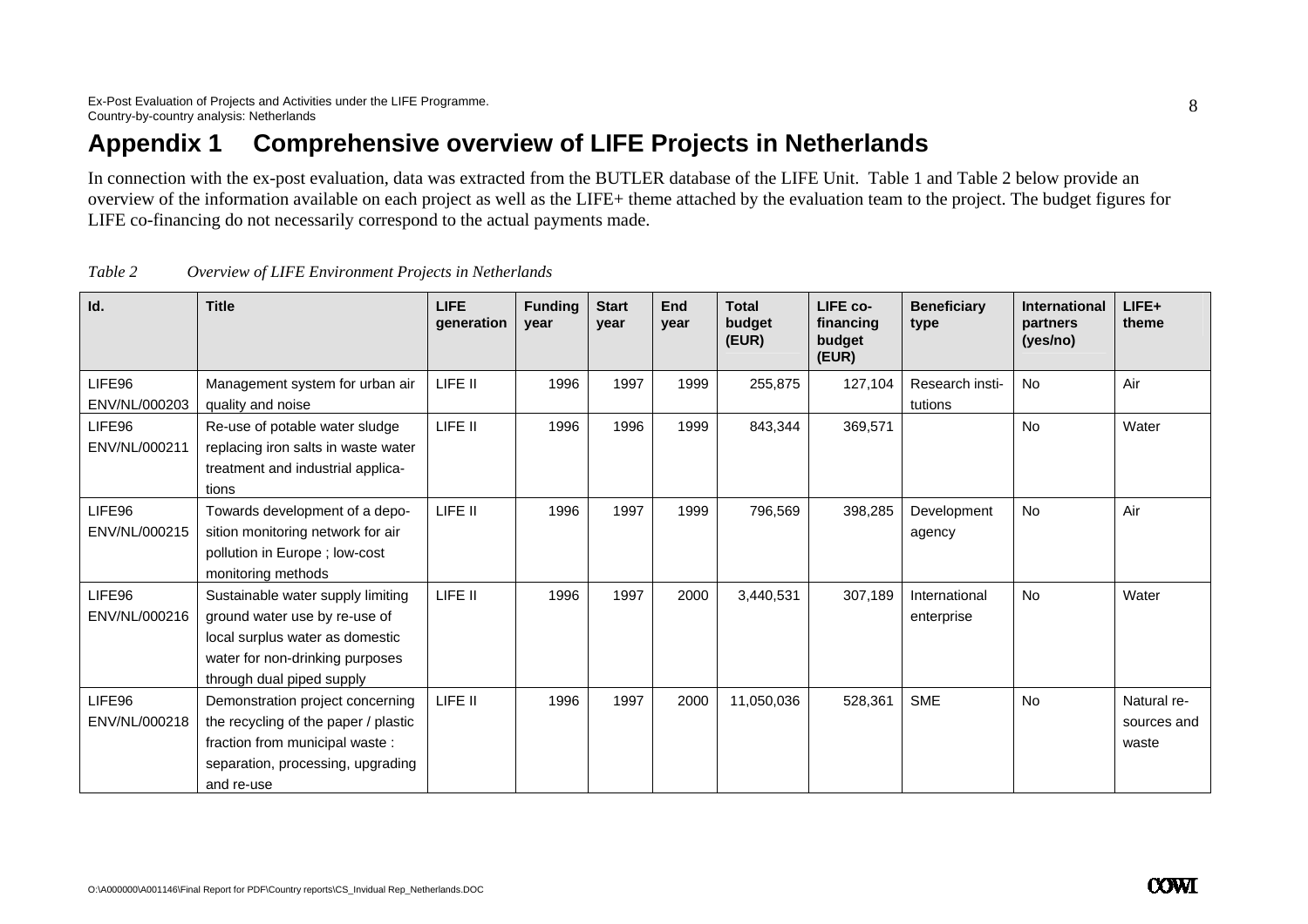# Appendix 1 Comprehensive overview of LIFE Projects in Netherlands

In connection with the ex-post evaluation, data was extracted from the BUTLER database of the LIFE Unit. Table 1 and Table 2 below provide an overview of the information available on each project as well as the LIFE+ theme attached by the evaluation team to the project. The budget figures for LIFE co-financing do not necessarily correspond to the actual payments made.

*Table 2 Overview of LIFE Environment Projects in Netherlands*

| Id. | Title | LIFE generation | Funding year | Start year | End year | Total budget (EUR) | LIFE co-financing budget (EUR) | Beneficiary type | International partners (yes/no) | LIFE+ theme |
|---|---|---|---|---|---|---|---|---|---|---|
| LIFE96 ENV/NL/000203 | Management system for urban air quality and noise | LIFE II | 1996 | 1997 | 1999 | 255,875 | 127,104 | Research institutions | No | Air |
| LIFE96 ENV/NL/000211 | Re-use of potable water sludge replacing iron salts in waste water treatment and industrial applications | LIFE II | 1996 | 1996 | 1999 | 843,344 | 369,571 | | No | Water |
| LIFE96 ENV/NL/000215 | Towards development of a deposition monitoring network for air pollution in Europe ; low-cost monitoring methods | LIFE II | 1996 | 1997 | 1999 | 796,569 | 398,285 | Development agency | No | Air |
| LIFE96 ENV/NL/000216 | Sustainable water supply limiting ground water use by re-use of local surplus water as domestic water for non-drinking purposes through dual piped supply | LIFE II | 1996 | 1997 | 2000 | 3,440,531 | 307,189 | International enterprise | No | Water |
| LIFE96 ENV/NL/000218 | Demonstration project concerning the recycling of the paper / plastic fraction from municipal waste : separation, processing, upgrading and re-use | LIFE II | 1996 | 1997 | 2000 | 11,050,036 | 528,361 | SME | No | Natural resources and waste |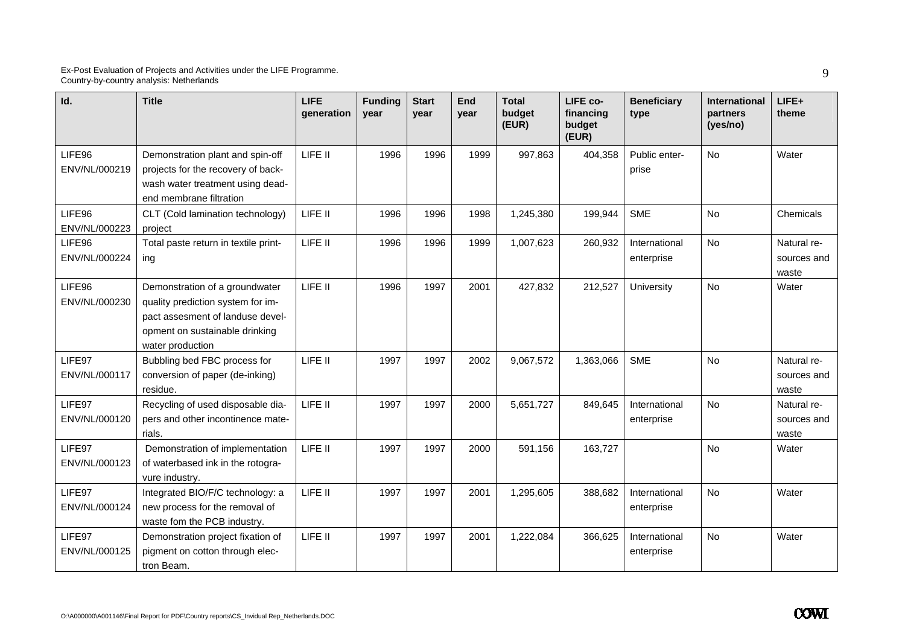| Id. | Title | LIFE generation | Funding year | Start year | End year | Total budget (EUR) | LIFE co-financing budget (EUR) | Beneficiary type | International partners (yes/no) | LIFE+ theme |
|---|---|---|---|---|---|---|---|---|---|---|
| LIFE96 ENV/NL/000219 | Demonstration plant and spin-off projects for the recovery of back-wash water treatment using dead-end membrane filtration | LIFE II | 1996 | 1996 | 1999 | 997,863 | 404,358 | Public enterprise | No | Water |
| LIFE96 ENV/NL/000223 | CLT (Cold lamination technology) project | LIFE II | 1996 | 1996 | 1998 | 1,245,380 | 199,944 | SME | No | Chemicals |
| LIFE96 ENV/NL/000224 | Total paste return in textile printing | LIFE II | 1996 | 1996 | 1999 | 1,007,623 | 260,932 | International enterprise | No | Natural resources and waste |
| LIFE96 ENV/NL/000230 | Demonstration of a groundwater quality prediction system for impact assesment of landuse development on sustainable drinking water production | LIFE II | 1996 | 1997 | 2001 | 427,832 | 212,527 | University | No | Water |
| LIFE97 ENV/NL/000117 | Bubbling bed FBC process for conversion of paper (de-inking) residue. | LIFE II | 1997 | 1997 | 2002 | 9,067,572 | 1,363,066 | SME | No | Natural resources and waste |
| LIFE97 ENV/NL/000120 | Recycling of used disposable diapers and other incontinence materials. | LIFE II | 1997 | 1997 | 2000 | 5,651,727 | 849,645 | International enterprise | No | Natural resources and waste |
| LIFE97 ENV/NL/000123 | Demonstration of implementation of waterbased ink in the rotogravure industry. | LIFE II | 1997 | 1997 | 2000 | 591,156 | 163,727 | | No | Water |
| LIFE97 ENV/NL/000124 | Integrated BIO/F/C technology: a new process for the removal of waste fom the PCB industry. | LIFE II | 1997 | 1997 | 2001 | 1,295,605 | 388,682 | International enterprise | No | Water |
| LIFE97 ENV/NL/000125 | Demonstration project fixation of pigment on cotton through electron Beam. | LIFE II | 1997 | 1997 | 2001 | 1,222,084 | 366,625 | International enterprise | No | Water |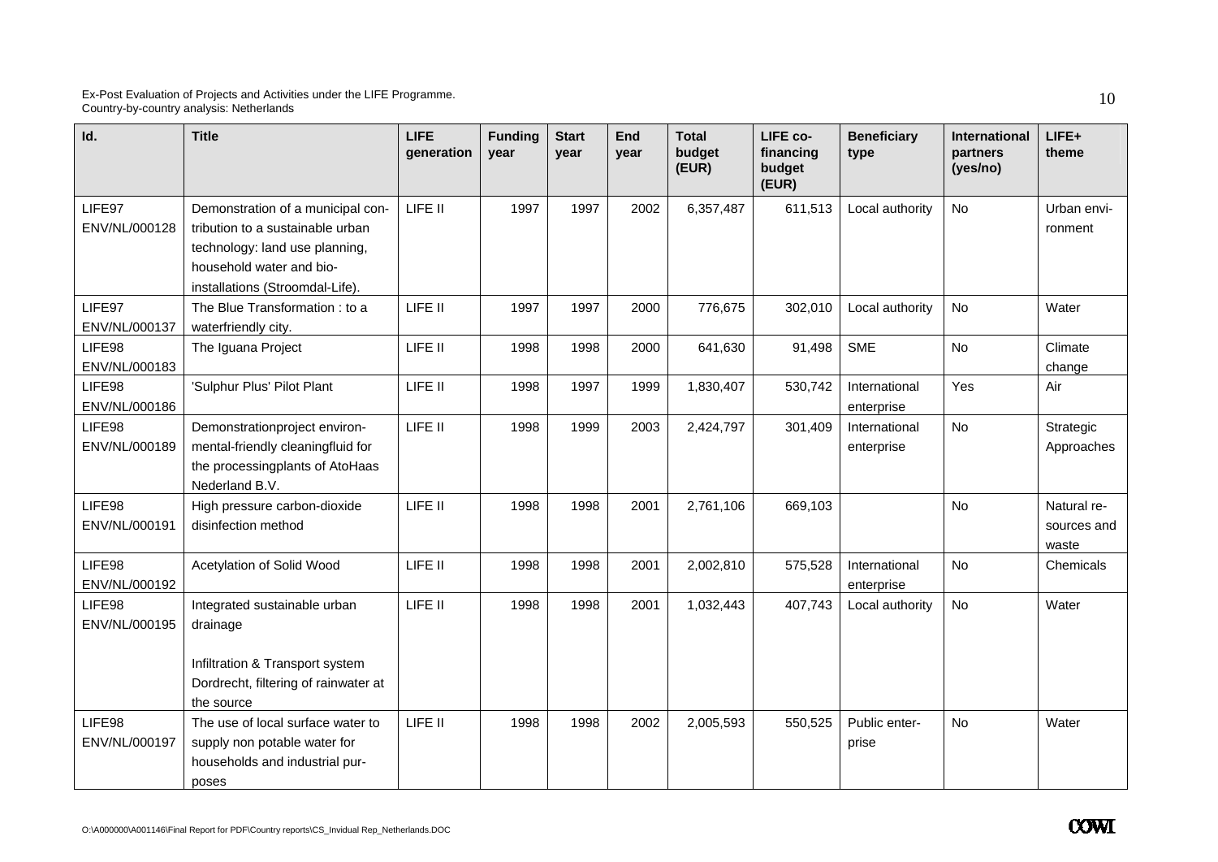| Id. | Title | LIFE generation | Funding year | Start year | End year | Total budget (EUR) | LIFE co-financing budget (EUR) | Beneficiary type | International partners (yes/no) | LIFE+ theme |
|---|---|---|---|---|---|---|---|---|---|---|
| LIFE97 ENV/NL/000128 | Demonstration of a municipal contribution to a sustainable urban technology: land use planning, household water and bio-installations (Stroomdal-Life). | LIFE II | 1997 | 1997 | 2002 | 6,357,487 | 611,513 | Local authority | No | Urban environment |
| LIFE97 ENV/NL/000137 | The Blue Transformation : to a waterfriendly city. | LIFE II | 1997 | 1997 | 2000 | 776,675 | 302,010 | Local authority | No | Water |
| LIFE98 ENV/NL/000183 | The Iguana Project | LIFE II | 1998 | 1998 | 2000 | 641,630 | 91,498 | SME | No | Climate change |
| LIFE98 ENV/NL/000186 | 'Sulphur Plus' Pilot Plant | LIFE II | 1998 | 1997 | 1999 | 1,830,407 | 530,742 | International enterprise | Yes | Air |
| LIFE98 ENV/NL/000189 | Demonstrationproject environmental-friendly cleaningfluid for the processingplants of AtoHaas Nederland B.V. | LIFE II | 1998 | 1999 | 2003 | 2,424,797 | 301,409 | International enterprise | No | Strategic Approaches |
| LIFE98 ENV/NL/000191 | High pressure carbon-dioxide disinfection method | LIFE II | 1998 | 1998 | 2001 | 2,761,106 | 669,103 | | No | Natural resources and waste |
| LIFE98 ENV/NL/000192 | Acetylation of Solid Wood | LIFE II | 1998 | 1998 | 2001 | 2,002,810 | 575,528 | International enterprise | No | Chemicals |
| LIFE98 ENV/NL/000195 | Integrated sustainable urban drainage<br><br>Infiltration & Transport system Dordrecht, filtering of rainwater at the source | LIFE II | 1998 | 1998 | 2001 | 1,032,443 | 407,743 | Local authority | No | Water |
| LIFE98 ENV/NL/000197 | The use of local surface water to supply non potable water for households and industrial purposes | LIFE II | 1998 | 1998 | 2002 | 2,005,593 | 550,525 | Public enterprise | No | Water |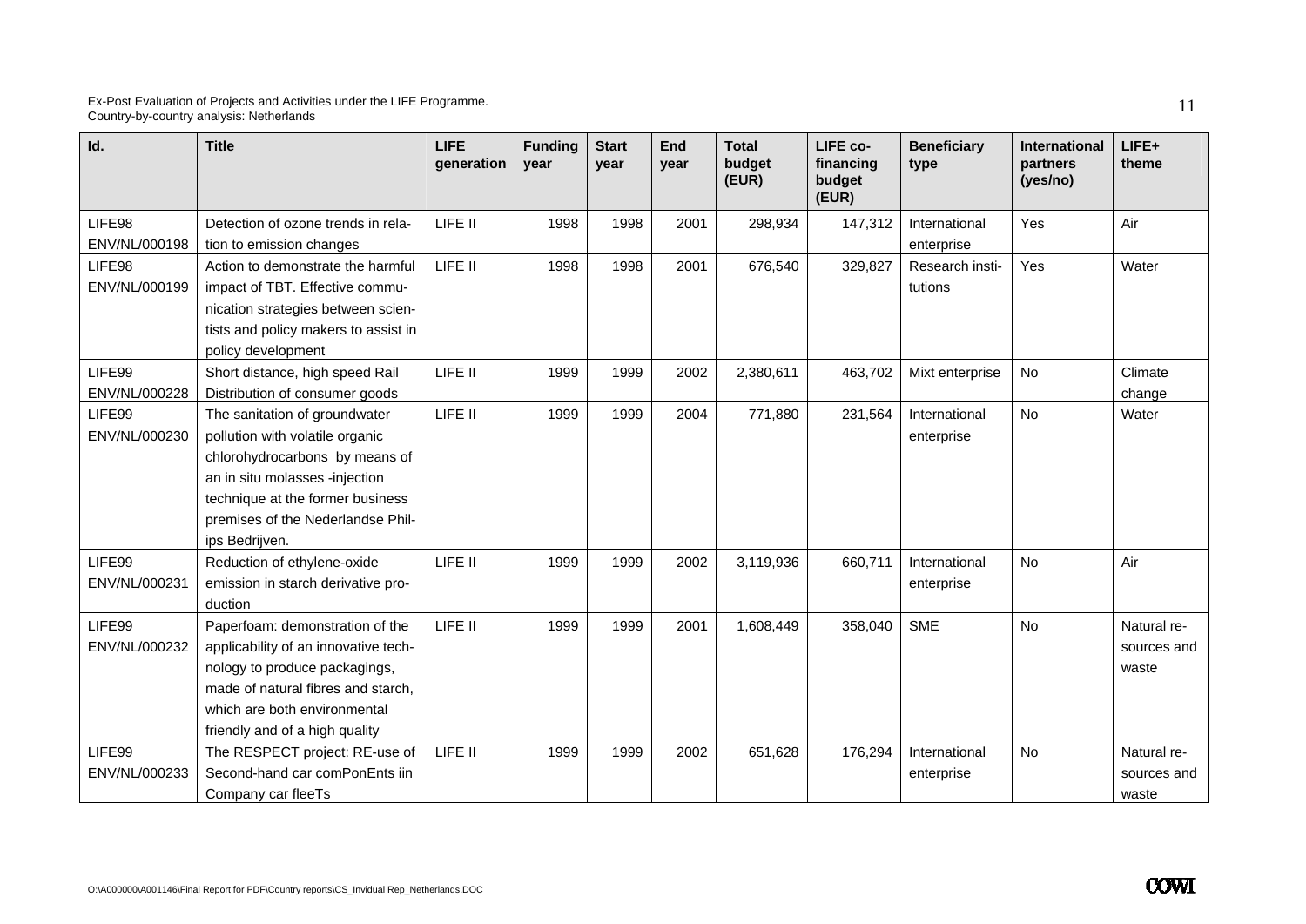| Id. | Title | LIFE generation | Funding year | Start year | End year | Total budget (EUR) | LIFE co-financing budget (EUR) | Beneficiary type | International partners (yes/no) | LIFE+ theme |
|---|---|---|---|---|---|---|---|---|---|---|
| LIFE98 ENV/NL/000198 | Detection of ozone trends in relation to emission changes | LIFE II | 1998 | 1998 | 2001 | 298,934 | 147,312 | International enterprise | Yes | Air |
| LIFE98 ENV/NL/000199 | Action to demonstrate the harmful impact of TBT. Effective communication strategies between scientists and policy makers to assist in policy development | LIFE II | 1998 | 1998 | 2001 | 676,540 | 329,827 | Research institutions | Yes | Water |
| LIFE99 ENV/NL/000228 | Short distance, high speed Rail Distribution of consumer goods | LIFE II | 1999 | 1999 | 2002 | 2,380,611 | 463,702 | Mixt enterprise | No | Climate change |
| LIFE99 ENV/NL/000230 | The sanitation of groundwater pollution with volatile organic chlorohydrocarbons by means of an in situ molasses -injection technique at the former business premises of the Nederlandse Philips Bedrijven. | LIFE II | 1999 | 1999 | 2004 | 771,880 | 231,564 | International enterprise | No | Water |
| LIFE99 ENV/NL/000231 | Reduction of ethylene-oxide emission in starch derivative production | LIFE II | 1999 | 1999 | 2002 | 3,119,936 | 660,711 | International enterprise | No | Air |
| LIFE99 ENV/NL/000232 | Paperfoam: demonstration of the applicability of an innovative technology to produce packagings, made of natural fibres and starch, which are both environmental friendly and of a high quality | LIFE II | 1999 | 1999 | 2001 | 1,608,449 | 358,040 | SME | No | Natural resources and waste |
| LIFE99 ENV/NL/000233 | The RESPECT project: RE-use of Second-hand car comPonEnts iin Company car fleeTs | LIFE II | 1999 | 1999 | 2002 | 651,628 | 176,294 | International enterprise | No | Natural resources and waste |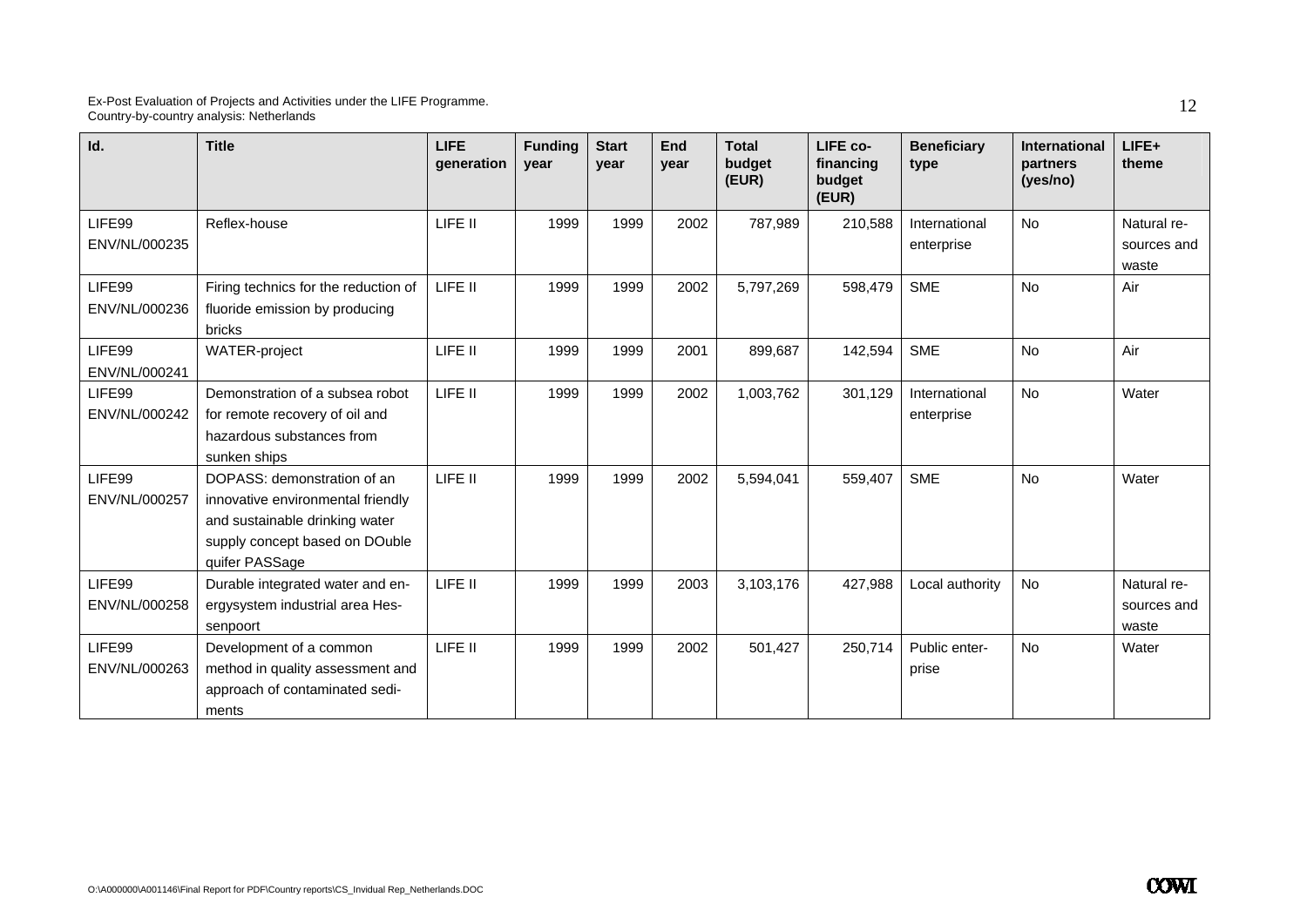| Id. | Title | LIFE generation | Funding year | Start year | End year | Total budget (EUR) | LIFE co-financing budget (EUR) | Beneficiary type | International partners (yes/no) | LIFE+ theme |
|---|---|---|---|---|---|---|---|---|---|---|
| LIFE99 ENV/NL/000235 | Reflex-house | LIFE II | 1999 | 1999 | 2002 | 787,989 | 210,588 | International enterprise | No | Natural resources and waste |
| LIFE99 ENV/NL/000236 | Firing technics for the reduction of fluoride emission by producing bricks | LIFE II | 1999 | 1999 | 2002 | 5,797,269 | 598,479 | SME | No | Air |
| LIFE99 ENV/NL/000241 | WATER-project | LIFE II | 1999 | 1999 | 2001 | 899,687 | 142,594 | SME | No | Air |
| LIFE99 ENV/NL/000242 | Demonstration of a subsea robot for remote recovery of oil and hazardous substances from sunken ships | LIFE II | 1999 | 1999 | 2002 | 1,003,762 | 301,129 | International enterprise | No | Water |
| LIFE99 ENV/NL/000257 | DOPASS: demonstration of an innovative environmental friendly and sustainable drinking water supply concept based on DOuble quifer PASSage | LIFE II | 1999 | 1999 | 2002 | 5,594,041 | 559,407 | SME | No | Water |
| LIFE99 ENV/NL/000258 | Durable integrated water and energysystem industrial area Hessenpoort | LIFE II | 1999 | 1999 | 2003 | 3,103,176 | 427,988 | Local authority | No | Natural resources and waste |
| LIFE99 ENV/NL/000263 | Development of a common method in quality assessment and approach of contaminated sediments | LIFE II | 1999 | 1999 | 2002 | 501,427 | 250,714 | Public enterprise | No | Water |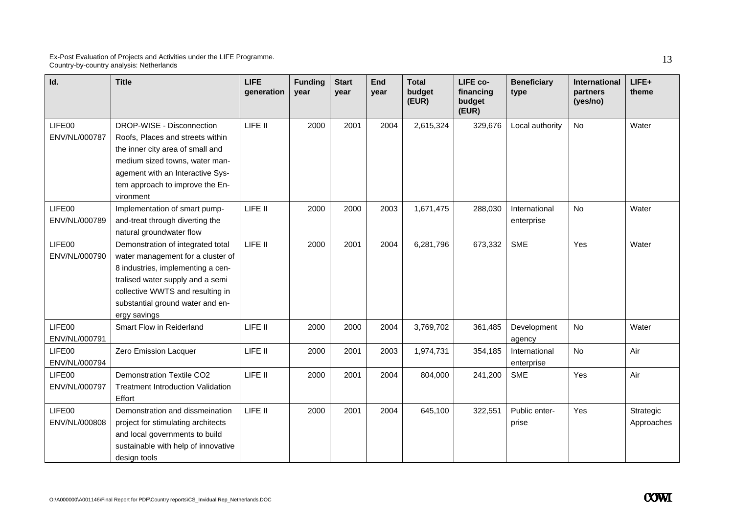| Id. | Title | LIFE generation | Funding year | Start year | End year | Total budget (EUR) | LIFE co-financing budget (EUR) | Beneficiary type | International partners (yes/no) | LIFE+ theme |
|---|---|---|---|---|---|---|---|---|---|---|
| LIFE00 ENV/NL/000787 | DROP-WISE - Disconnection Roofs, Places and streets within the inner city area of small and medium sized towns, water management with an Interactive System approach to improve the Environment | LIFE II | 2000 | 2001 | 2004 | 2,615,324 | 329,676 | Local authority | No | Water |
| LIFE00 ENV/NL/000789 | Implementation of smart pump-and-treat through diverting the natural groundwater flow | LIFE II | 2000 | 2000 | 2003 | 1,671,475 | 288,030 | International enterprise | No | Water |
| LIFE00 ENV/NL/000790 | Demonstration of integrated total water management for a cluster of 8 industries, implementing a centralised water supply and a semi collective WWTS and resulting in substantial ground water and energy savings | LIFE II | 2000 | 2001 | 2004 | 6,281,796 | 673,332 | SME | Yes | Water |
| LIFE00 ENV/NL/000791 | Smart Flow in Reiderland | LIFE II | 2000 | 2000 | 2004 | 3,769,702 | 361,485 | Development agency | No | Water |
| LIFE00 ENV/NL/000794 | Zero Emission Lacquer | LIFE II | 2000 | 2001 | 2003 | 1,974,731 | 354,185 | International enterprise | No | Air |
| LIFE00 ENV/NL/000797 | Demonstration Textile CO2 Treatment Introduction Validation Effort | LIFE II | 2000 | 2001 | 2004 | 804,000 | 241,200 | SME | Yes | Air |
| LIFE00 ENV/NL/000808 | Demonstration and dissmeination project for stimulating architects and local governments to build sustainable with help of innovative design tools | LIFE II | 2000 | 2001 | 2004 | 645,100 | 322,551 | Public enterprise | Yes | Strategic Approaches |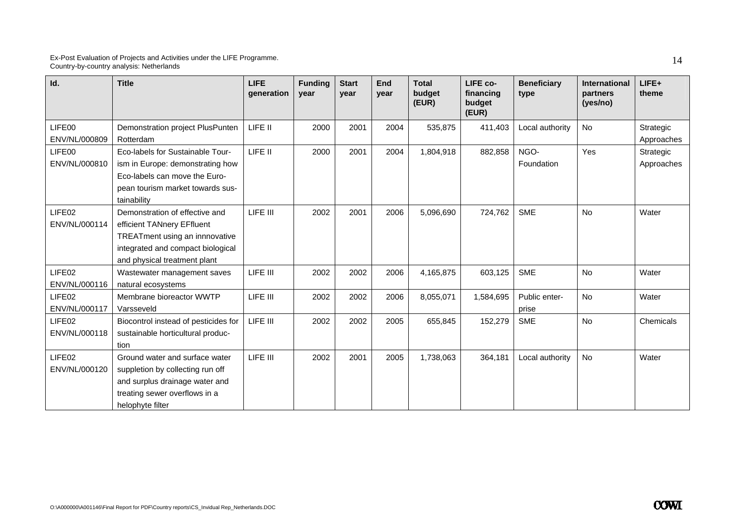| Id. | Title | LIFE generation | Funding year | Start year | End year | Total budget (EUR) | LIFE co-financing budget (EUR) | Beneficiary type | International partners (yes/no) | LIFE+ theme |
|---|---|---|---|---|---|---|---|---|---|---|
| LIFE00 ENV/NL/000809 | Demonstration project PlusPunten Rotterdam | LIFE II | 2000 | 2001 | 2004 | 535,875 | 411,403 | Local authority | No | Strategic Approaches |
| LIFE00 ENV/NL/000810 | Eco-labels for Sustainable Tourism in Europe: demonstrating how Eco-labels can move the European tourism market towards sustainability | LIFE II | 2000 | 2001 | 2004 | 1,804,918 | 882,858 | NGO-Foundation | Yes | Strategic Approaches |
| LIFE02 ENV/NL/000114 | Demonstration of effective and efficient TANnery EFfluent TREATment using an innnovative integrated and compact biological and physical treatment plant | LIFE III | 2002 | 2001 | 2006 | 5,096,690 | 724,762 | SME | No | Water |
| LIFE02 ENV/NL/000116 | Wastewater management saves natural ecosystems | LIFE III | 2002 | 2002 | 2006 | 4,165,875 | 603,125 | SME | No | Water |
| LIFE02 ENV/NL/000117 | Membrane bioreactor WWTP Varsseveld | LIFE III | 2002 | 2002 | 2006 | 8,055,071 | 1,584,695 | Public enterprise | No | Water |
| LIFE02 ENV/NL/000118 | Biocontrol instead of pesticides for sustainable horticultural production | LIFE III | 2002 | 2002 | 2005 | 655,845 | 152,279 | SME | No | Chemicals |
| LIFE02 ENV/NL/000120 | Ground water and surface water suppletion by collecting run off and surplus drainage water and treating sewer overflows in a helophyte filter | LIFE III | 2002 | 2001 | 2005 | 1,738,063 | 364,181 | Local authority | No | Water |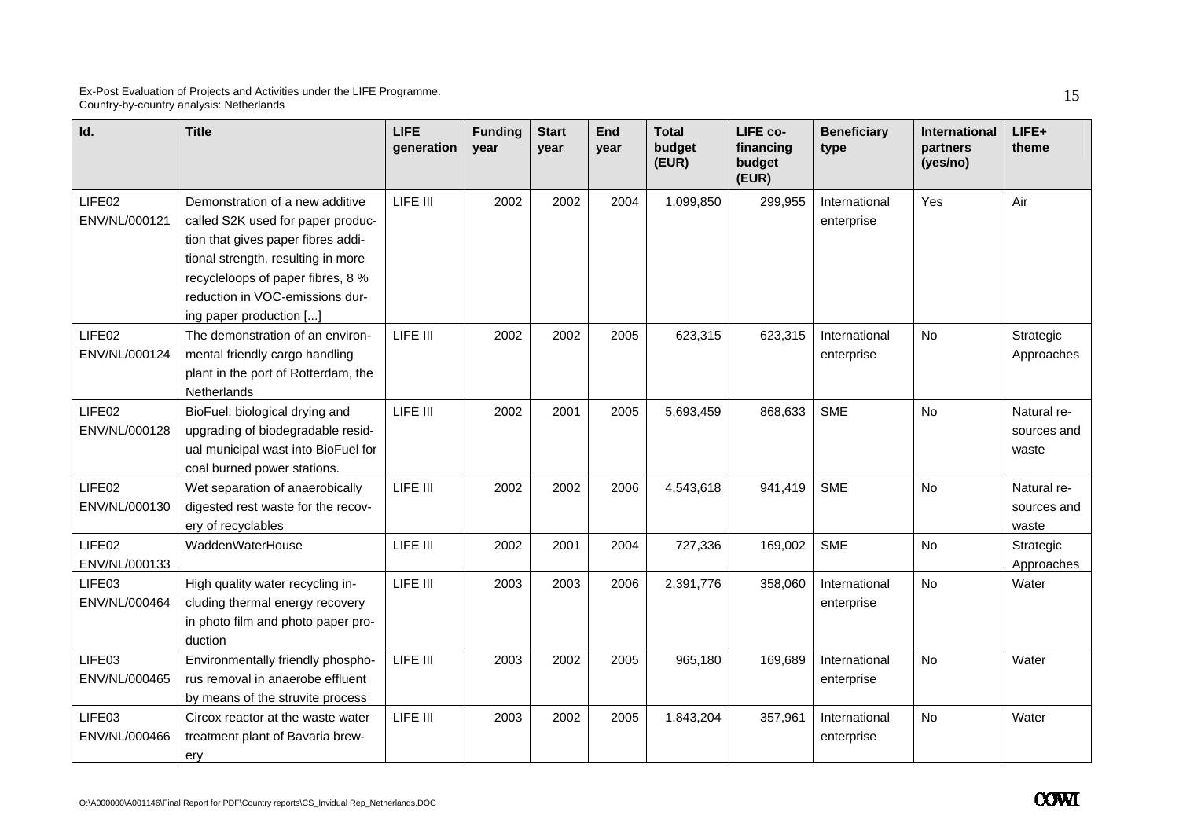| Id. | Title | LIFE generation | Funding year | Start year | End year | Total budget (EUR) | LIFE co-financing budget (EUR) | Beneficiary type | International partners (yes/no) | LIFE+ theme |
|---|---|---|---|---|---|---|---|---|---|---|
| LIFE02 ENV/NL/000121 | Demonstration of a new additive called S2K used for paper production that gives paper fibres additional strength, resulting in more recycleloops of paper fibres, 8 % reduction in VOC-emissions during paper production [...] | LIFE III | 2002 | 2002 | 2004 | 1,099,850 | 299,955 | International enterprise | Yes | Air |
| LIFE02 ENV/NL/000124 | The demonstration of an environmental friendly cargo handling plant in the port of Rotterdam, the Netherlands | LIFE III | 2002 | 2002 | 2005 | 623,315 | 623,315 | International enterprise | No | Strategic Approaches |
| LIFE02 ENV/NL/000128 | BioFuel: biological drying and upgrading of biodegradable residual municipal wast into BioFuel for coal burned power stations. | LIFE III | 2002 | 2001 | 2005 | 5,693,459 | 868,633 | SME | No | Natural resources and waste |
| LIFE02 ENV/NL/000130 | Wet separation of anaerobically digested rest waste for the recovery of recyclables | LIFE III | 2002 | 2002 | 2006 | 4,543,618 | 941,419 | SME | No | Natural resources and waste |
| LIFE02 ENV/NL/000133 | WaddenWaterHouse | LIFE III | 2002 | 2001 | 2004 | 727,336 | 169,002 | SME | No | Strategic Approaches |
| LIFE03 ENV/NL/000464 | High quality water recycling including thermal energy recovery in photo film and photo paper production | LIFE III | 2003 | 2003 | 2006 | 2,391,776 | 358,060 | International enterprise | No | Water |
| LIFE03 ENV/NL/000465 | Environmentally friendly phosphorus removal in anaerobe effluent by means of the struvite process | LIFE III | 2003 | 2002 | 2005 | 965,180 | 169,689 | International enterprise | No | Water |
| LIFE03 ENV/NL/000466 | Circox reactor at the waste water treatment plant of Bavaria brewery | LIFE III | 2003 | 2002 | 2005 | 1,843,204 | 357,961 | International enterprise | No | Water |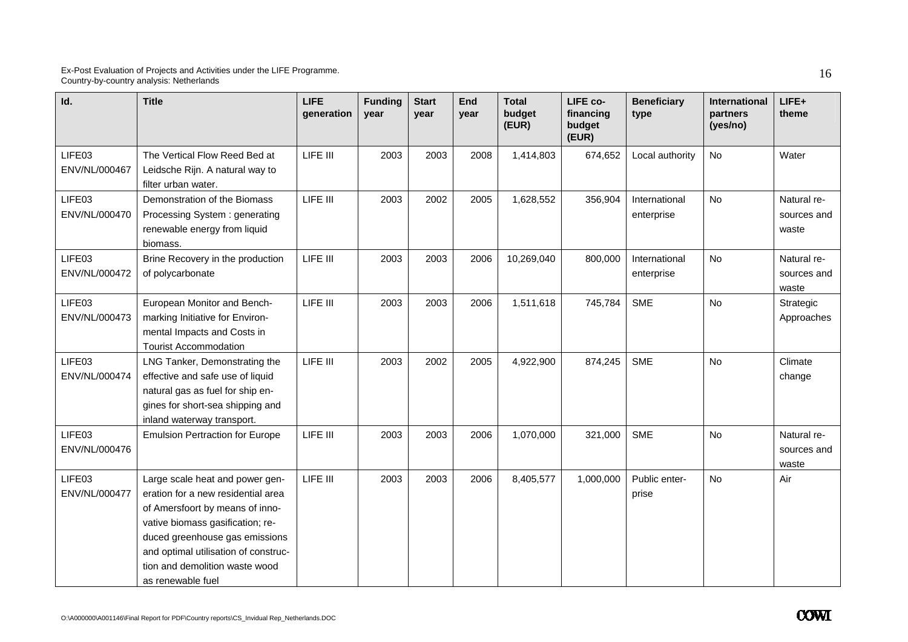| Id. | Title | LIFE generation | Funding year | Start year | End year | Total budget (EUR) | LIFE co-financing budget (EUR) | Beneficiary type | International partners (yes/no) | LIFE+ theme |
|---|---|---|---|---|---|---|---|---|---|---|
| LIFE03 ENV/NL/000467 | The Vertical Flow Reed Bed at Leidsche Rijn. A natural way to filter urban water. | LIFE III | 2003 | 2003 | 2008 | 1,414,803 | 674,652 | Local authority | No | Water |
| LIFE03 ENV/NL/000470 | Demonstration of the Biomass Processing System : generating renewable energy from liquid biomass. | LIFE III | 2003 | 2002 | 2005 | 1,628,552 | 356,904 | International enterprise | No | Natural resources and waste |
| LIFE03 ENV/NL/000472 | Brine Recovery in the production of polycarbonate | LIFE III | 2003 | 2003 | 2006 | 10,269,040 | 800,000 | International enterprise | No | Natural resources and waste |
| LIFE03 ENV/NL/000473 | European Monitor and Benchmarking Initiative for Environmental Impacts and Costs in Tourist Accommodation | LIFE III | 2003 | 2003 | 2006 | 1,511,618 | 745,784 | SME | No | Strategic Approaches |
| LIFE03 ENV/NL/000474 | LNG Tanker, Demonstrating the effective and safe use of liquid natural gas as fuel for ship engines for short-sea shipping and inland waterway transport. | LIFE III | 2003 | 2002 | 2005 | 4,922,900 | 874,245 | SME | No | Climate change |
| LIFE03 ENV/NL/000476 | Emulsion Pertraction for Europe | LIFE III | 2003 | 2003 | 2006 | 1,070,000 | 321,000 | SME | No | Natural resources and waste |
| LIFE03 ENV/NL/000477 | Large scale heat and power generation for a new residential area of Amersfoort by means of innovative biomass gasification; reduced greenhouse gas emissions and optimal utilisation of construction and demolition waste wood as renewable fuel | LIFE III | 2003 | 2003 | 2006 | 8,405,577 | 1,000,000 | Public enterprise | No | Air |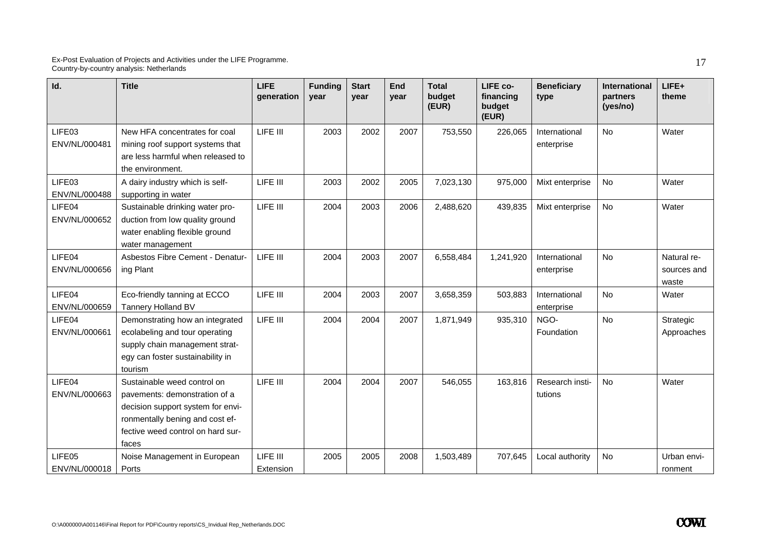| Id. | Title | LIFE generation | Funding year | Start year | End year | Total budget (EUR) | LIFE co-financing budget (EUR) | Beneficiary type | International partners (yes/no) | LIFE+ theme |
|---|---|---|---|---|---|---|---|---|---|---|
| LIFE03 ENV/NL/000481 | New HFA concentrates for coal mining roof support systems that are less harmful when released to the environment. | LIFE III | 2003 | 2002 | 2007 | 753,550 | 226,065 | International enterprise | No | Water |
| LIFE03 ENV/NL/000488 | A dairy industry which is self-supporting in water | LIFE III | 2003 | 2002 | 2005 | 7,023,130 | 975,000 | Mixt enterprise | No | Water |
| LIFE04 ENV/NL/000652 | Sustainable drinking water production from low quality ground water enabling flexible ground water management | LIFE III | 2004 | 2003 | 2006 | 2,488,620 | 439,835 | Mixt enterprise | No | Water |
| LIFE04 ENV/NL/000656 | Asbestos Fibre Cement - Denaturing Plant | LIFE III | 2004 | 2003 | 2007 | 6,558,484 | 1,241,920 | International enterprise | No | Natural resources and waste |
| LIFE04 ENV/NL/000659 | Eco-friendly tanning at ECCO Tannery Holland BV | LIFE III | 2004 | 2003 | 2007 | 3,658,359 | 503,883 | International enterprise | No | Water |
| LIFE04 ENV/NL/000661 | Demonstrating how an integrated ecolabeling and tour operating supply chain management strategy can foster sustainability in tourism | LIFE III | 2004 | 2004 | 2007 | 1,871,949 | 935,310 | NGO-Foundation | No | Strategic Approaches |
| LIFE04 ENV/NL/000663 | Sustainable weed control on pavements: demonstration of a decision support system for environmentally bening and cost effective weed control on hard surfaces | LIFE III | 2004 | 2004 | 2007 | 546,055 | 163,816 | Research institutions | No | Water |
| LIFE05 ENV/NL/000018 | Noise Management in European Ports | LIFE III Extension | 2005 | 2005 | 2008 | 1,503,489 | 707,645 | Local authority | No | Urban environment |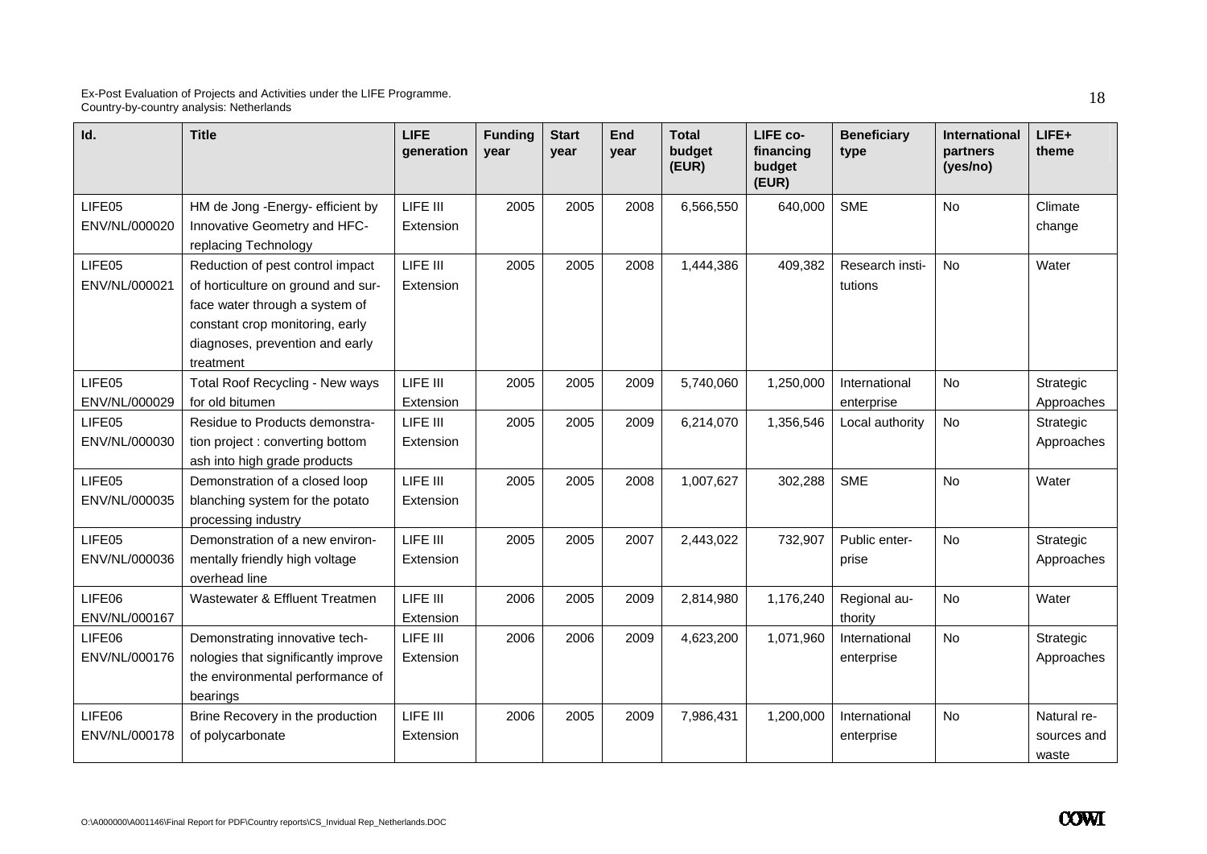| Id. | Title | LIFE generation | Funding year | Start year | End year | Total budget (EUR) | LIFE co-financing budget (EUR) | Beneficiary type | International partners (yes/no) | LIFE+ theme |
|---|---|---|---|---|---|---|---|---|---|---|
| LIFE05 ENV/NL/000020 | HM de Jong -Energy- efficient by Innovative Geometry and HFC-replacing Technology | LIFE III Extension | 2005 | 2005 | 2008 | 6,566,550 | 640,000 | SME | No | Climate change |
| LIFE05 ENV/NL/000021 | Reduction of pest control impact of horticulture on ground and surface water through a system of constant crop monitoring, early diagnoses, prevention and early treatment | LIFE III Extension | 2005 | 2005 | 2008 | 1,444,386 | 409,382 | Research institutions | No | Water |
| LIFE05 ENV/NL/000029 | Total Roof Recycling - New ways for old bitumen | LIFE III Extension | 2005 | 2005 | 2009 | 5,740,060 | 1,250,000 | International enterprise | No | Strategic Approaches |
| LIFE05 ENV/NL/000030 | Residue to Products demonstration project : converting bottom ash into high grade products | LIFE III Extension | 2005 | 2005 | 2009 | 6,214,070 | 1,356,546 | Local authority | No | Strategic Approaches |
| LIFE05 ENV/NL/000035 | Demonstration of a closed loop blanching system for the potato processing industry | LIFE III Extension | 2005 | 2005 | 2008 | 1,007,627 | 302,288 | SME | No | Water |
| LIFE05 ENV/NL/000036 | Demonstration of a new environmentally friendly high voltage overhead line | LIFE III Extension | 2005 | 2005 | 2007 | 2,443,022 | 732,907 | Public enterprise | No | Strategic Approaches |
| LIFE06 ENV/NL/000167 | Wastewater & Effluent Treatmen | LIFE III Extension | 2006 | 2005 | 2009 | 2,814,980 | 1,176,240 | Regional authority | No | Water |
| LIFE06 ENV/NL/000176 | Demonstrating innovative technologies that significantly improve the environmental performance of bearings | LIFE III Extension | 2006 | 2006 | 2009 | 4,623,200 | 1,071,960 | International enterprise | No | Strategic Approaches |
| LIFE06 ENV/NL/000178 | Brine Recovery in the production of polycarbonate | LIFE III Extension | 2006 | 2005 | 2009 | 7,986,431 | 1,200,000 | International enterprise | No | Natural resources and waste |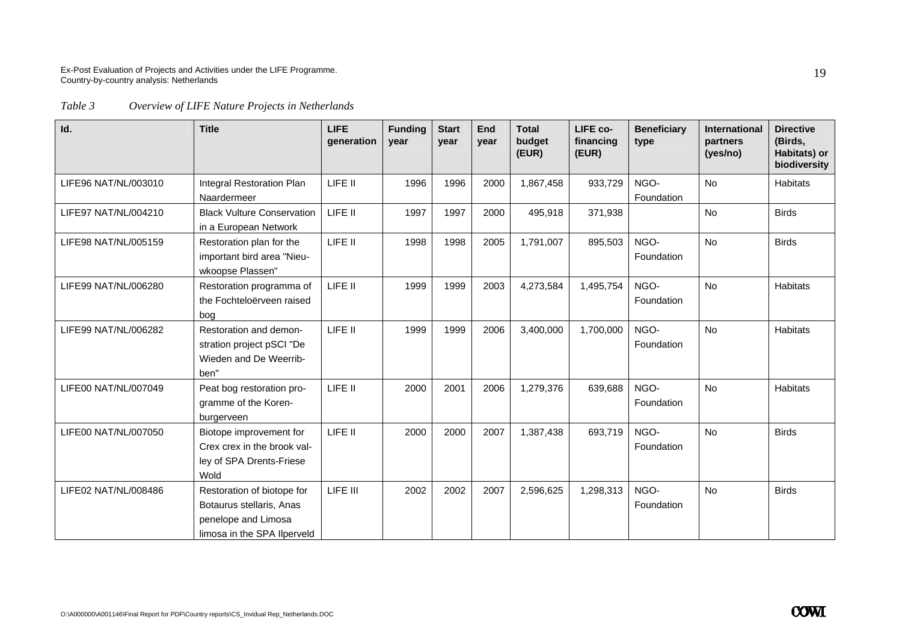*Table 3 Overview of LIFE Nature Projects in Netherlands*

| Id. | Title | LIFE generation | Funding year | Start year | End year | Total budget (EUR) | LIFE co-financing (EUR) | Beneficiary type | International partners (yes/no) | Directive (Birds, Habitats) or biodiversity |
|---|---|---|---|---|---|---|---|---|---|---|
| LIFE96 NAT/NL/003010 | Integral Restoration Plan Naardermeer | LIFE II | 1996 | 1996 | 2000 | 1,867,458 | 933,729 | NGO-Foundation | No | Habitats |
| LIFE97 NAT/NL/004210 | Black Vulture Conservation in a European Network | LIFE II | 1997 | 1997 | 2000 | 495,918 | 371,938 | | No | Birds |
| LIFE98 NAT/NL/005159 | Restoration plan for the important bird area "Nieuwkoopse Plassen" | LIFE II | 1998 | 1998 | 2005 | 1,791,007 | 895,503 | NGO-Foundation | No | Birds |
| LIFE99 NAT/NL/006280 | Restoration programma of the Fochteloërveen raised bog | LIFE II | 1999 | 1999 | 2003 | 4,273,584 | 1,495,754 | NGO-Foundation | No | Habitats |
| LIFE99 NAT/NL/006282 | Restoration and demonstration project pSCI "De Wieden and De Weerribben" | LIFE II | 1999 | 1999 | 2006 | 3,400,000 | 1,700,000 | NGO-Foundation | No | Habitats |
| LIFE00 NAT/NL/007049 | Peat bog restoration programme of the Korenburgerveen | LIFE II | 2000 | 2001 | 2006 | 1,279,376 | 639,688 | NGO-Foundation | No | Habitats |
| LIFE00 NAT/NL/007050 | Biotope improvement for Crex crex in the brook valley of SPA Drents-Friese Wold | LIFE II | 2000 | 2000 | 2007 | 1,387,438 | 693,719 | NGO-Foundation | No | Birds |
| LIFE02 NAT/NL/008486 | Restoration of biotope for Botaurus stellaris, Anas penelope and Limosa limosa in the SPA Ilperveld | LIFE III | 2002 | 2002 | 2007 | 2,596,625 | 1,298,313 | NGO-Foundation | No | Birds |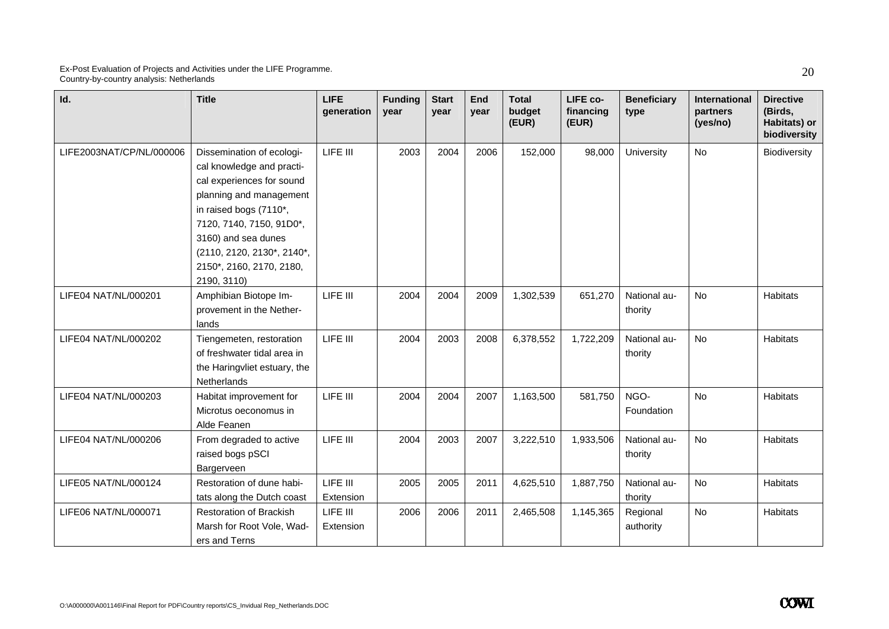| Id. | Title | LIFE generation | Funding year | Start year | End year | Total budget (EUR) | LIFE co-financing (EUR) | Beneficiary type | International partners (yes/no) | Directive (Birds, Habitats) or biodiversity |
|---|---|---|---|---|---|---|---|---|---|---|
| LIFE2003NAT/CP/NL/000006 | Dissemination of ecological knowledge and practical experiences for sound planning and management in raised bogs (7110*, 7120, 7140, 7150, 91D0*, 3160) and sea dunes (2110, 2120, 2130*, 2140*, 2150*, 2160, 2170, 2180, 2190, 3110) | LIFE III | 2003 | 2004 | 2006 | 152,000 | 98,000 | University | No | Biodiversity |
| LIFE04 NAT/NL/000201 | Amphibian Biotope Improvement in the Netherlands | LIFE III | 2004 | 2004 | 2009 | 1,302,539 | 651,270 | National authority | No | Habitats |
| LIFE04 NAT/NL/000202 | Tiengemeten, restoration of freshwater tidal area in the Haringvliet estuary, the Netherlands | LIFE III | 2004 | 2003 | 2008 | 6,378,552 | 1,722,209 | National authority | No | Habitats |
| LIFE04 NAT/NL/000203 | Habitat improvement for Microtus oeconomus in Alde Feanen | LIFE III | 2004 | 2004 | 2007 | 1,163,500 | 581,750 | NGO-Foundation | No | Habitats |
| LIFE04 NAT/NL/000206 | From degraded to active raised bogs pSCI Bargerveen | LIFE III | 2004 | 2003 | 2007 | 3,222,510 | 1,933,506 | National authority | No | Habitats |
| LIFE05 NAT/NL/000124 | Restoration of dune habitats along the Dutch coast | LIFE III Extension | 2005 | 2005 | 2011 | 4,625,510 | 1,887,750 | National authority | No | Habitats |
| LIFE06 NAT/NL/000071 | Restoration of Brackish Marsh for Root Vole, Waders and Terns | LIFE III Extension | 2006 | 2006 | 2011 | 2,465,508 | 1,145,365 | Regional authority | No | Habitats |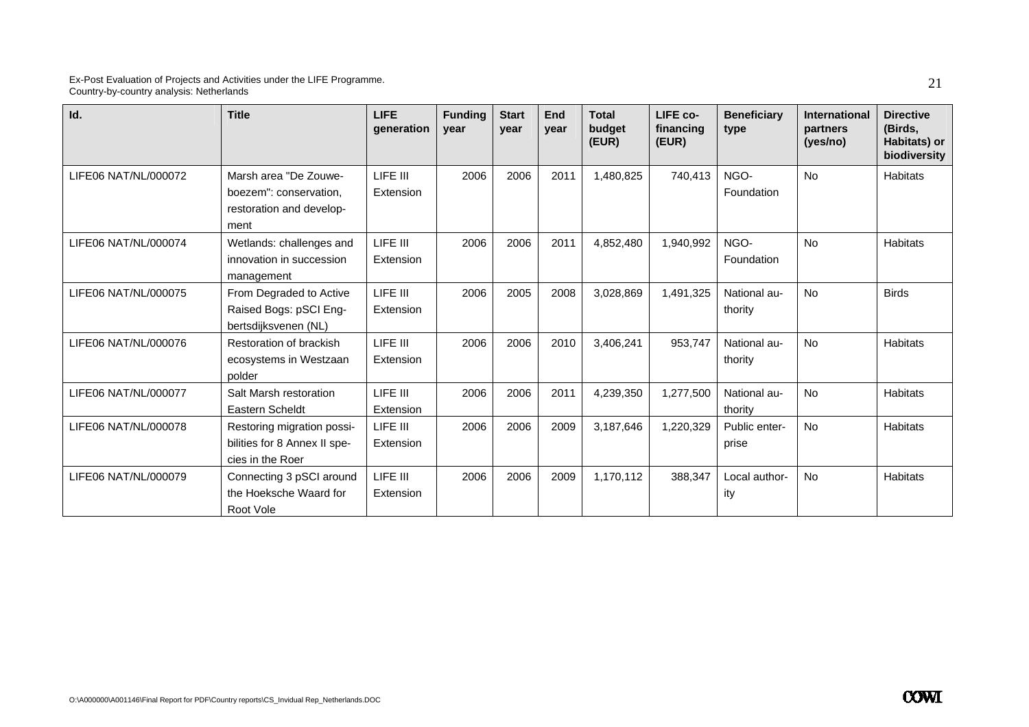| Id. | Title | LIFE generation | Funding year | Start year | End year | Total budget (EUR) | LIFE co-financing (EUR) | Beneficiary type | International partners (yes/no) | Directive (Birds, Habitats) or biodiversity |
|---|---|---|---|---|---|---|---|---|---|---|
| LIFE06 NAT/NL/000072 | Marsh area "De Zouweboezem": conservation, restoration and development | LIFE III Extension | 2006 | 2006 | 2011 | 1,480,825 | 740,413 | NGO-Foundation | No | Habitats |
| LIFE06 NAT/NL/000074 | Wetlands: challenges and innovation in succession management | LIFE III Extension | 2006 | 2006 | 2011 | 4,852,480 | 1,940,992 | NGO-Foundation | No | Habitats |
| LIFE06 NAT/NL/000075 | From Degraded to Active Raised Bogs: pSCI Engbertsdijksvenen (NL) | LIFE III Extension | 2006 | 2005 | 2008 | 3,028,869 | 1,491,325 | National authority | No | Birds |
| LIFE06 NAT/NL/000076 | Restoration of brackish ecosystems in Westzaan polder | LIFE III Extension | 2006 | 2006 | 2010 | 3,406,241 | 953,747 | National authority | No | Habitats |
| LIFE06 NAT/NL/000077 | Salt Marsh restoration Eastern Scheldt | LIFE III Extension | 2006 | 2006 | 2011 | 4,239,350 | 1,277,500 | National authority | No | Habitats |
| LIFE06 NAT/NL/000078 | Restoring migration possibilities for 8 Annex II species in the Roer | LIFE III Extension | 2006 | 2006 | 2009 | 3,187,646 | 1,220,329 | Public enterprise | No | Habitats |
| LIFE06 NAT/NL/000079 | Connecting 3 pSCI around the Hoeksche Waard for Root Vole | LIFE III Extension | 2006 | 2006 | 2009 | 1,170,112 | 388,347 | Local authority | No | Habitats |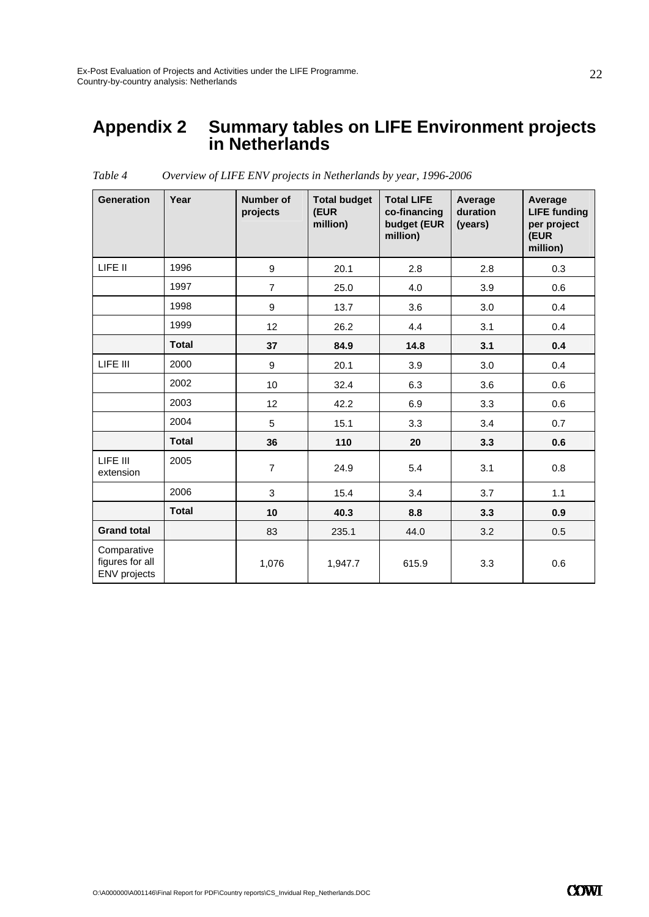# Appendix 2 Summary tables on LIFE Environment projects in Netherlands

*Table 4 Overview of LIFE ENV projects in Netherlands by year, 1996-2006*

| Generation | Year | Number of projects | Total budget (EUR million) | Total LIFE co-financing budget (EUR million) | Average duration (years) | Average LIFE funding per project (EUR million) |
|---|---|---|---|---|---|---|
| LIFE II | 1996 | 9 | 20.1 | 2.8 | 2.8 | 0.3 |
| | 1997 | 7 | 25.0 | 4.0 | 3.9 | 0.6 |
| | 1998 | 9 | 13.7 | 3.6 | 3.0 | 0.4 |
| | 1999 | 12 | 26.2 | 4.4 | 3.1 | 0.4 |
| | **Total** | **37** | **84.9** | **14.8** | **3.1** | **0.4** |
| LIFE III | 2000 | 9 | 20.1 | 3.9 | 3.0 | 0.4 |
| | 2002 | 10 | 32.4 | 6.3 | 3.6 | 0.6 |
| | 2003 | 12 | 42.2 | 6.9 | 3.3 | 0.6 |
| | 2004 | 5 | 15.1 | 3.3 | 3.4 | 0.7 |
| | **Total** | **36** | **110** | **20** | **3.3** | **0.6** |
| LIFE III extension | 2005 | 7 | 24.9 | 5.4 | 3.1 | 0.8 |
| | 2006 | 3 | 15.4 | 3.4 | 3.7 | 1.1 |
| | **Total** | **10** | **40.3** | **8.8** | **3.3** | **0.9** |
| **Grand total** | | 83 | 235.1 | 44.0 | 3.2 | 0.5 |
| Comparative figures for all ENV projects | | 1,076 | 1,947.7 | 615.9 | 3.3 | 0.6 |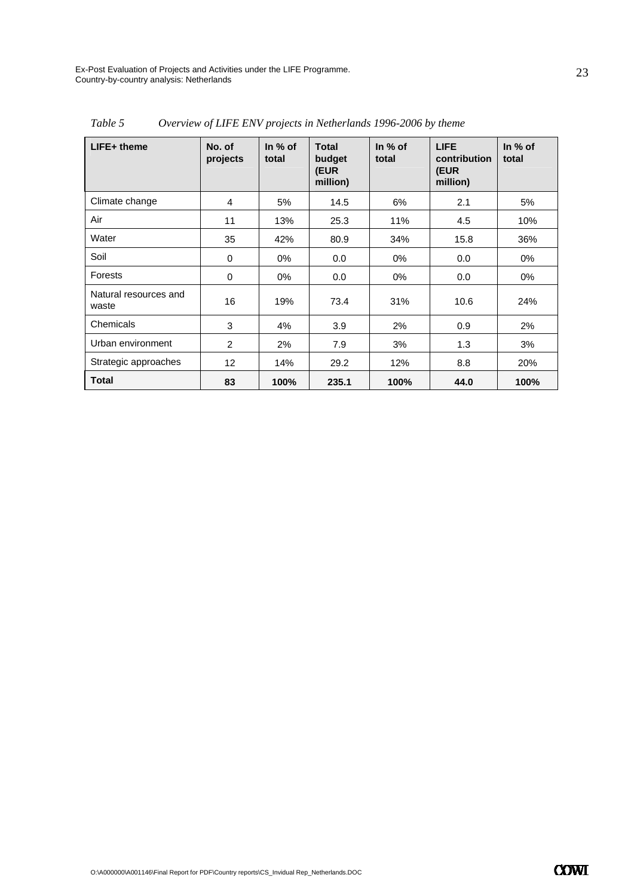*Table 5 Overview of LIFE ENV projects in Netherlands 1996-2006 by theme*

| LIFE+ theme | No. of projects | In % of total | Total budget (EUR million) | In % of total | LIFE contribution (EUR million) | In % of total |
|---|---|---|---|---|---|---|
| Climate change | 4 | 5% | 14.5 | 6% | 2.1 | 5% |
| Air | 11 | 13% | 25.3 | 11% | 4.5 | 10% |
| Water | 35 | 42% | 80.9 | 34% | 15.8 | 36% |
| Soil | 0 | 0% | 0.0 | 0% | 0.0 | 0% |
| Forests | 0 | 0% | 0.0 | 0% | 0.0 | 0% |
| Natural resources and waste | 16 | 19% | 73.4 | 31% | 10.6 | 24% |
| Chemicals | 3 | 4% | 3.9 | 2% | 0.9 | 2% |
| Urban environment | 2 | 2% | 7.9 | 3% | 1.3 | 3% |
| Strategic approaches | 12 | 14% | 29.2 | 12% | 8.8 | 20% |
| **Total** | **83** | **100%** | **235.1** | **100%** | **44.0** | **100%** |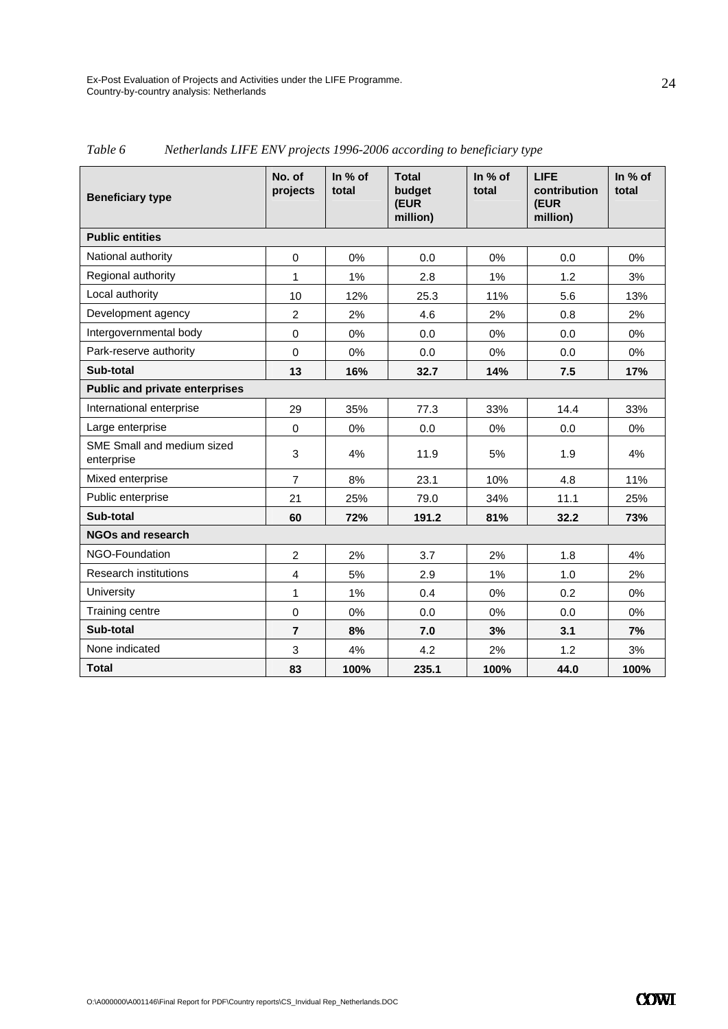*Table 6 Netherlands LIFE ENV projects 1996-2006 according to beneficiary type*

| Beneficiary type | No. of projects | In % of total | Total budget (EUR million) | In % of total | LIFE contribution (EUR million) | In % of total |
|---|---|---|---|---|---|---|
| **Public entities** | | | | | | |
| National authority | 0 | 0% | 0.0 | 0% | 0.0 | 0% |
| Regional authority | 1 | 1% | 2.8 | 1% | 1.2 | 3% |
| Local authority | 10 | 12% | 25.3 | 11% | 5.6 | 13% |
| Development agency | 2 | 2% | 4.6 | 2% | 0.8 | 2% |
| Intergovernmental body | 0 | 0% | 0.0 | 0% | 0.0 | 0% |
| Park-reserve authority | 0 | 0% | 0.0 | 0% | 0.0 | 0% |
| **Sub-total** | **13** | **16%** | **32.7** | **14%** | **7.5** | **17%** |
| **Public and private enterprises** | | | | | | |
| International enterprise | 29 | 35% | 77.3 | 33% | 14.4 | 33% |
| Large enterprise | 0 | 0% | 0.0 | 0% | 0.0 | 0% |
| SME Small and medium sized enterprise | 3 | 4% | 11.9 | 5% | 1.9 | 4% |
| Mixed enterprise | 7 | 8% | 23.1 | 10% | 4.8 | 11% |
| Public enterprise | 21 | 25% | 79.0 | 34% | 11.1 | 25% |
| **Sub-total** | **60** | **72%** | **191.2** | **81%** | **32.2** | **73%** |
| **NGOs and research** | | | | | | |
| NGO-Foundation | 2 | 2% | 3.7 | 2% | 1.8 | 4% |
| Research institutions | 4 | 5% | 2.9 | 1% | 1.0 | 2% |
| University | 1 | 1% | 0.4 | 0% | 0.2 | 0% |
| Training centre | 0 | 0% | 0.0 | 0% | 0.0 | 0% |
| **Sub-total** | **7** | **8%** | **7.0** | **3%** | **3.1** | **7%** |
| None indicated | 3 | 4% | 4.2 | 2% | 1.2 | 3% |
| **Total** | **83** | **100%** | **235.1** | **100%** | **44.0** | **100%** |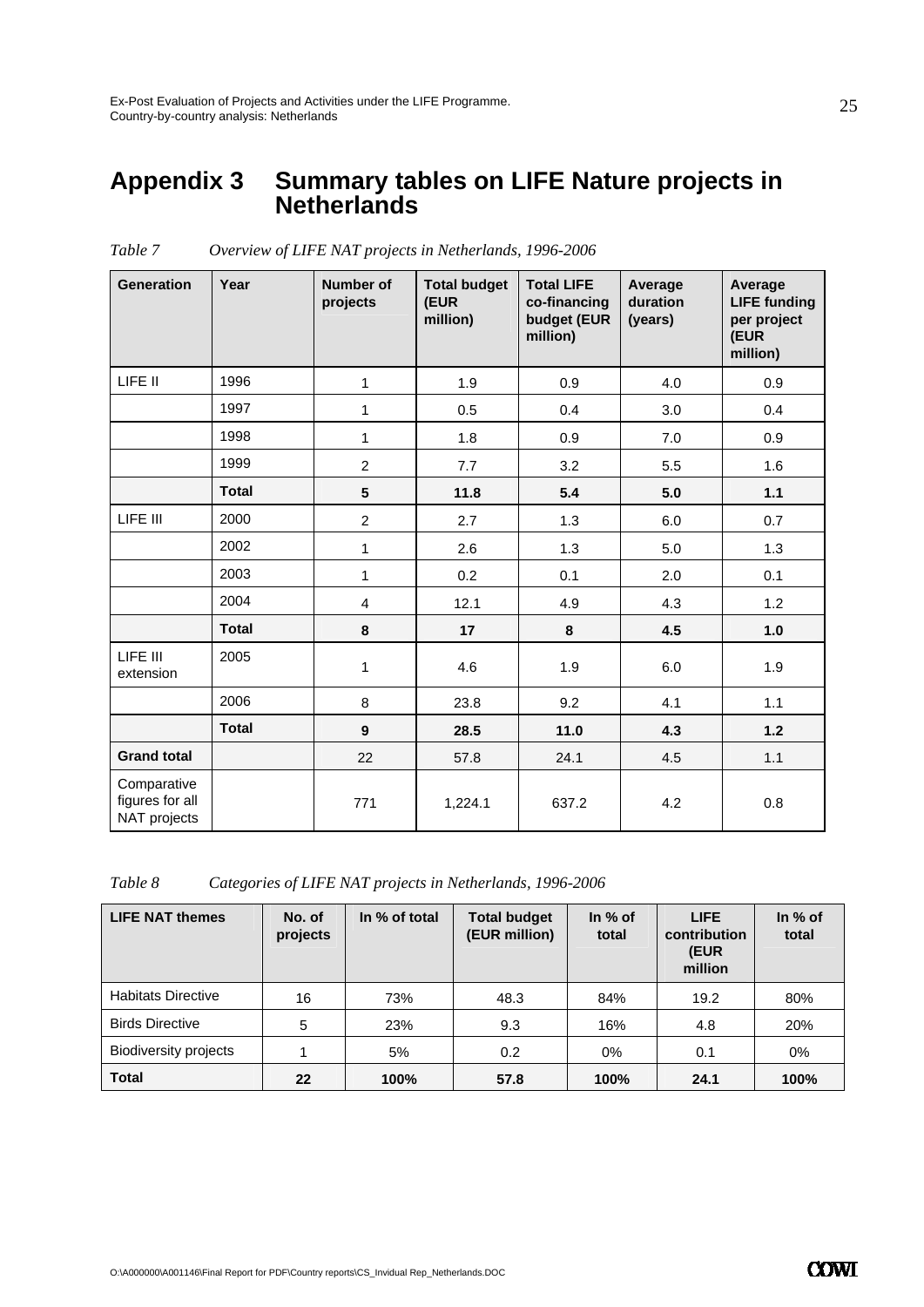# Appendix 3 Summary tables on LIFE Nature projects in Netherlands

*Table 7 Overview of LIFE NAT projects in Netherlands, 1996-2006*

| Generation | Year | Number of projects | Total budget (EUR million) | Total LIFE co-financing budget (EUR million) | Average duration (years) | Average LIFE funding per project (EUR million) |
|---|---|---|---|---|---|---|
| LIFE II | 1996 | 1 | 1.9 | 0.9 | 4.0 | 0.9 |
| | 1997 | 1 | 0.5 | 0.4 | 3.0 | 0.4 |
| | 1998 | 1 | 1.8 | 0.9 | 7.0 | 0.9 |
| | 1999 | 2 | 7.7 | 3.2 | 5.5 | 1.6 |
| | **Total** | **5** | **11.8** | **5.4** | **5.0** | **1.1** |
| LIFE III | 2000 | 2 | 2.7 | 1.3 | 6.0 | 0.7 |
| | 2002 | 1 | 2.6 | 1.3 | 5.0 | 1.3 |
| | 2003 | 1 | 0.2 | 0.1 | 2.0 | 0.1 |
| | 2004 | 4 | 12.1 | 4.9 | 4.3 | 1.2 |
| | **Total** | **8** | **17** | **8** | **4.5** | **1.0** |
| LIFE III extension | 2005 | 1 | 4.6 | 1.9 | 6.0 | 1.9 |
| | 2006 | 8 | 23.8 | 9.2 | 4.1 | 1.1 |
| | **Total** | **9** | **28.5** | **11.0** | **4.3** | **1.2** |
| **Grand total** | | 22 | 57.8 | 24.1 | 4.5 | 1.1 |
| Comparative figures for all NAT projects | | 771 | 1,224.1 | 637.2 | 4.2 | 0.8 |

*Table 8 Categories of LIFE NAT projects in Netherlands, 1996-2006*

| LIFE NAT themes | No. of projects | In % of total | Total budget (EUR million) | In % of total | LIFE contribution (EUR million | In % of total |
|---|---|---|---|---|---|---|
| Habitats Directive | 16 | 73% | 48.3 | 84% | 19.2 | 80% |
| Birds Directive | 5 | 23% | 9.3 | 16% | 4.8 | 20% |
| Biodiversity projects | 1 | 5% | 0.2 | 0% | 0.1 | 0% |
| **Total** | **22** | **100%** | **57.8** | **100%** | **24.1** | **100%** |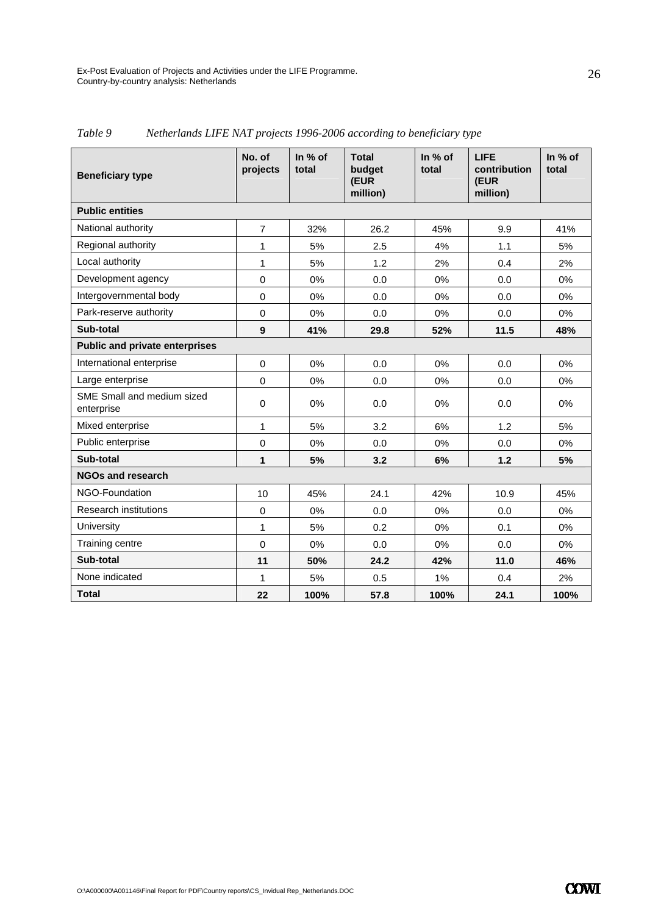*Table 9 Netherlands LIFE NAT projects 1996-2006 according to beneficiary type*

| Beneficiary type | No. of projects | In % of total | Total budget (EUR million) | In % of total | LIFE contribution (EUR million) | In % of total |
|---|---|---|---|---|---|---|
| **Public entities** | | | | | | |
| National authority | 7 | 32% | 26.2 | 45% | 9.9 | 41% |
| Regional authority | 1 | 5% | 2.5 | 4% | 1.1 | 5% |
| Local authority | 1 | 5% | 1.2 | 2% | 0.4 | 2% |
| Development agency | 0 | 0% | 0.0 | 0% | 0.0 | 0% |
| Intergovernmental body | 0 | 0% | 0.0 | 0% | 0.0 | 0% |
| Park-reserve authority | 0 | 0% | 0.0 | 0% | 0.0 | 0% |
| **Sub-total** | **9** | **41%** | **29.8** | **52%** | **11.5** | **48%** |
| **Public and private enterprises** | | | | | | |
| International enterprise | 0 | 0% | 0.0 | 0% | 0.0 | 0% |
| Large enterprise | 0 | 0% | 0.0 | 0% | 0.0 | 0% |
| SME Small and medium sized enterprise | 0 | 0% | 0.0 | 0% | 0.0 | 0% |
| Mixed enterprise | 1 | 5% | 3.2 | 6% | 1.2 | 5% |
| Public enterprise | 0 | 0% | 0.0 | 0% | 0.0 | 0% |
| **Sub-total** | **1** | **5%** | **3.2** | **6%** | **1.2** | **5%** |
| **NGOs and research** | | | | | | |
| NGO-Foundation | 10 | 45% | 24.1 | 42% | 10.9 | 45% |
| Research institutions | 0 | 0% | 0.0 | 0% | 0.0 | 0% |
| University | 1 | 5% | 0.2 | 0% | 0.1 | 0% |
| Training centre | 0 | 0% | 0.0 | 0% | 0.0 | 0% |
| **Sub-total** | **11** | **50%** | **24.2** | **42%** | **11.0** | **46%** |
| None indicated | 1 | 5% | 0.5 | 1% | 0.4 | 2% |
| **Total** | **22** | **100%** | **57.8** | **100%** | **24.1** | **100%** |